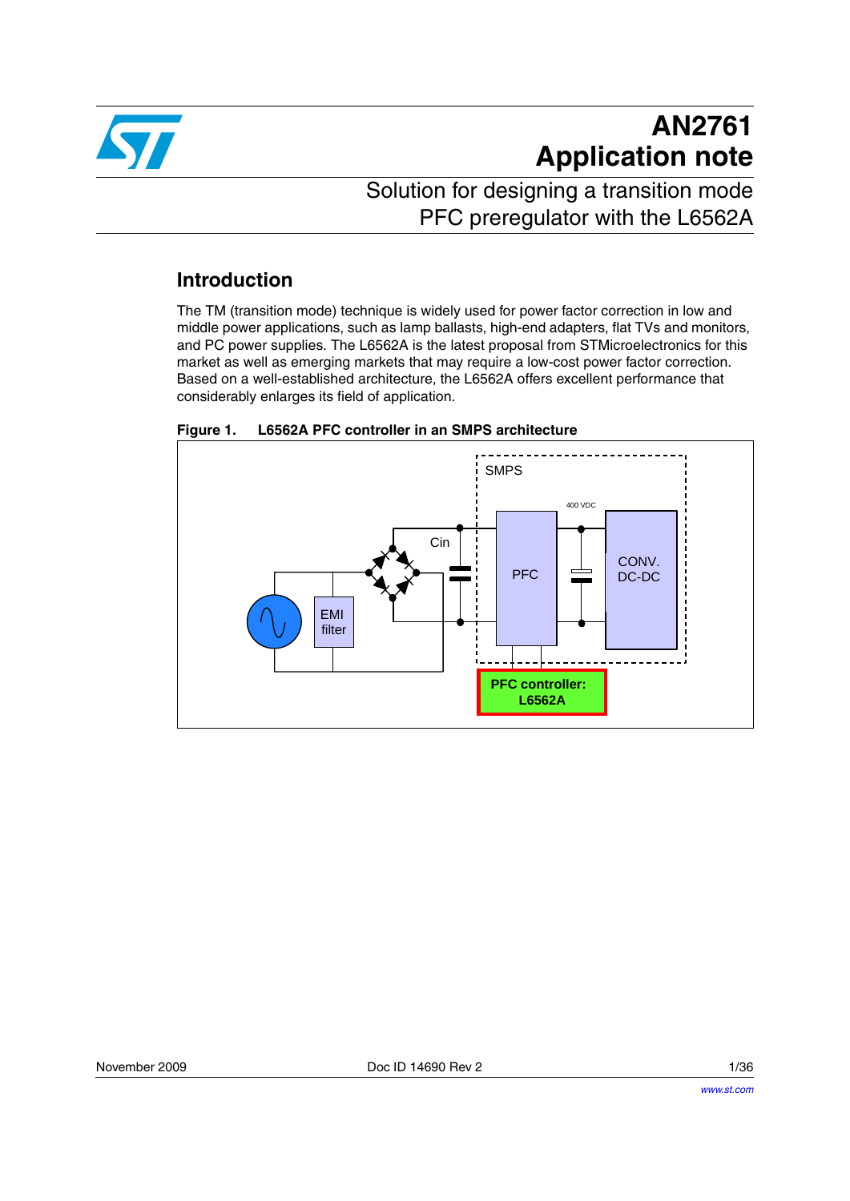# AN2761
# Application note

## Solution for designing a transition mode PFC preregulator with the L6562A

## Introduction

The TM (transition mode) technique is widely used for power factor correction in low and middle power applications, such as lamp ballasts, high-end adapters, flat TVs and monitors, and PC power supplies. The L6562A is the latest proposal from STMicroelectronics for this market as well as emerging markets that may require a low-cost power factor correction. Based on a well-established architecture, the L6562A offers excellent performance that considerably enlarges its field of application.

**Figure 1. L6562A PFC controller in an SMPS architecture**

November 2009 Doc ID 14690 Rev 2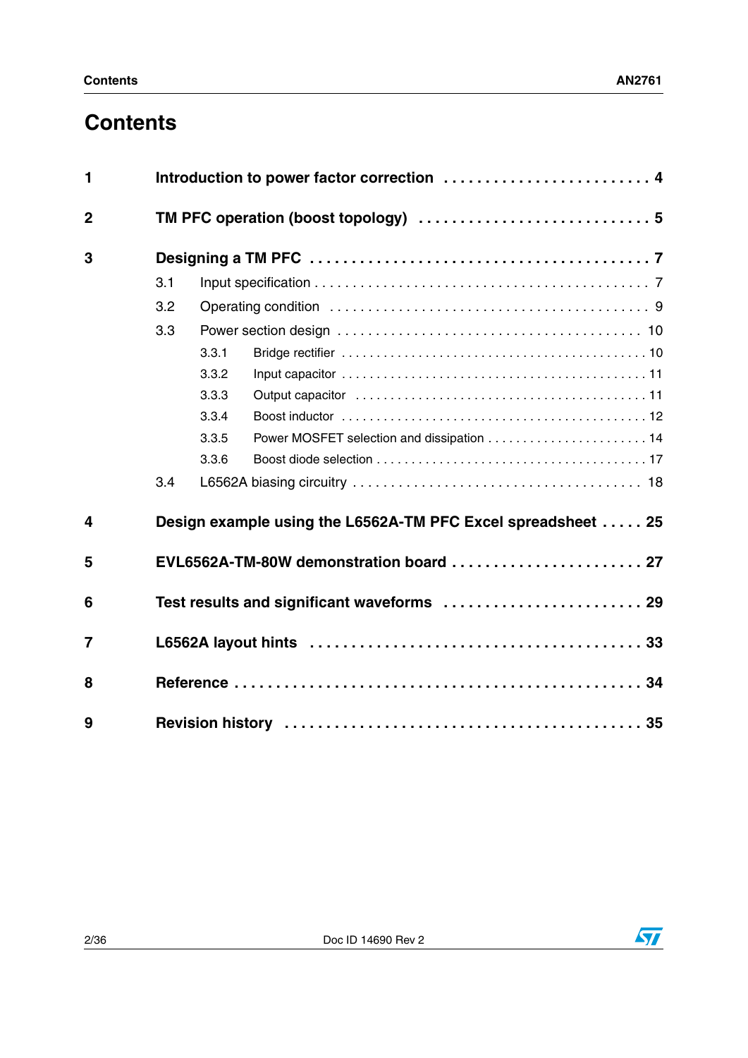# Contents

**1 Introduction to power factor correction . . . . . . . . . . . . . . . . . . . . . . . . 4**

**2 TM PFC operation (boost topology) . . . . . . . . . . . . . . . . . . . . . . . . . . . 5**

**3 Designing a TM PFC . . . . . . . . . . . . . . . . . . . . . . . . . . . . . . . . . . . . . . 7**

- 3.1 Input specification . . . . . . . . . . . . . . . . . . . . . . . . . . . . . . . . . . . . . . . . . 7
- 3.2 Operating condition . . . . . . . . . . . . . . . . . . . . . . . . . . . . . . . . . . . . . . . . 9
- 3.3 Power section design . . . . . . . . . . . . . . . . . . . . . . . . . . . . . . . . . . . . . . 10
  - 3.3.1 Bridge rectifier . . . . . . . . . . . . . . . . . . . . . . . . . . . . . . . . . . . . . . . . 10
  - 3.3.2 Input capacitor . . . . . . . . . . . . . . . . . . . . . . . . . . . . . . . . . . . . . . . . 11
  - 3.3.3 Output capacitor . . . . . . . . . . . . . . . . . . . . . . . . . . . . . . . . . . . . . . . 11
  - 3.3.4 Boost inductor . . . . . . . . . . . . . . . . . . . . . . . . . . . . . . . . . . . . . . . . 12
  - 3.3.5 Power MOSFET selection and dissipation . . . . . . . . . . . . . . . . . . . . . . 14
  - 3.3.6 Boost diode selection . . . . . . . . . . . . . . . . . . . . . . . . . . . . . . . . . . . 17
- 3.4 L6562A biasing circuitry . . . . . . . . . . . . . . . . . . . . . . . . . . . . . . . . . . . 18

**4 Design example using the L6562A-TM PFC Excel spreadsheet . . . . . 25**

**5 EVL6562A-TM-80W demonstration board . . . . . . . . . . . . . . . . . . . . . . . 27**

**6 Test results and significant waveforms . . . . . . . . . . . . . . . . . . . . . . . . 29**

**7 L6562A layout hints . . . . . . . . . . . . . . . . . . . . . . . . . . . . . . . . . . . . . . 33**

**8 Reference . . . . . . . . . . . . . . . . . . . . . . . . . . . . . . . . . . . . . . . . . . . . . . 34**

**9 Revision history . . . . . . . . . . . . . . . . . . . . . . . . . . . . . . . . . . . . . . . . . 35**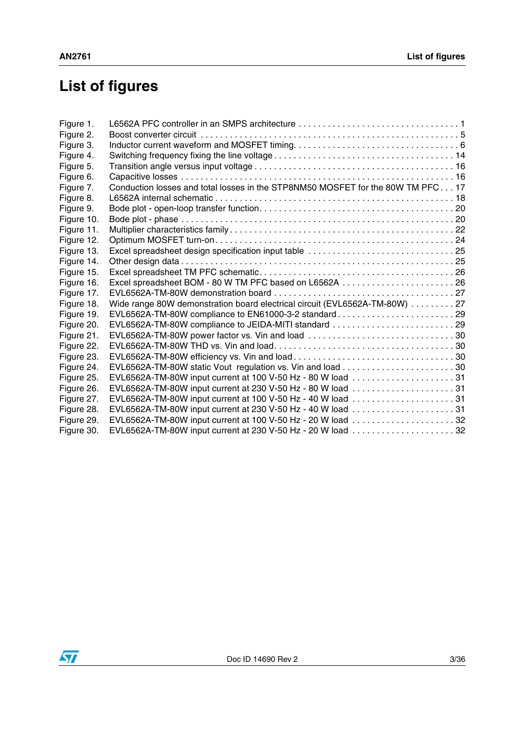# List of figures

| | | |
|---|---|---|
| Figure 1. | L6562A PFC controller in an SMPS architecture | 1 |
| Figure 2. | Boost converter circuit | 5 |
| Figure 3. | Inductor current waveform and MOSFET timing | 6 |
| Figure 4. | Switching frequency fixing the line voltage | 14 |
| Figure 5. | Transition angle versus input voltage | 16 |
| Figure 6. | Capacitive losses | 16 |
| Figure 7. | Conduction losses and total losses in the STP8NM50 MOSFET for the 80W TM PFC | 17 |
| Figure 8. | L6562A internal schematic | 18 |
| Figure 9. | Bode plot - open-loop transfer function | 20 |
| Figure 10. | Bode plot - phase | 20 |
| Figure 11. | Multiplier characteristics family | 22 |
| Figure 12. | Optimum MOSFET turn-on | 24 |
| Figure 13. | Excel spreadsheet design specification input table | 25 |
| Figure 14. | Other design data | 25 |
| Figure 15. | Excel spreadsheet TM PFC schematic | 26 |
| Figure 16. | Excel spreadsheet BOM - 80 W TM PFC based on L6562A | 26 |
| Figure 17. | EVL6562A-TM-80W demonstration board | 27 |
| Figure 18. | Wide range 80W demonstration board electrical circuit (EVL6562A-TM-80W) | 27 |
| Figure 19. | EVL6562A-TM-80W compliance to EN61000-3-2 standard | 29 |
| Figure 20. | EVL6562A-TM-80W compliance to JEIDA-MITI standard | 29 |
| Figure 21. | EVL6562A-TM-80W power factor vs. Vin and load | 30 |
| Figure 22. | EVL6562A-TM-80W THD vs. Vin and load | 30 |
| Figure 23. | EVL6562A-TM-80W efficiency vs. Vin and load | 30 |
| Figure 24. | EVL6562A-TM-80W static Vout regulation vs. Vin and load | 30 |
| Figure 25. | EVL6562A-TM-80W input current at 100 V-50 Hz - 80 W load | 31 |
| Figure 26. | EVL6562A-TM-80W input current at 230 V-50 Hz - 80 W load | 31 |
| Figure 27. | EVL6562A-TM-80W input current at 100 V-50 Hz - 40 W load | 31 |
| Figure 28. | EVL6562A-TM-80W input current at 230 V-50 Hz - 40 W load | 31 |
| Figure 29. | EVL6562A-TM-80W input current at 100 V-50 Hz - 20 W load | 32 |
| Figure 30. | EVL6562A-TM-80W input current at 230 V-50 Hz - 20 W load | 32 |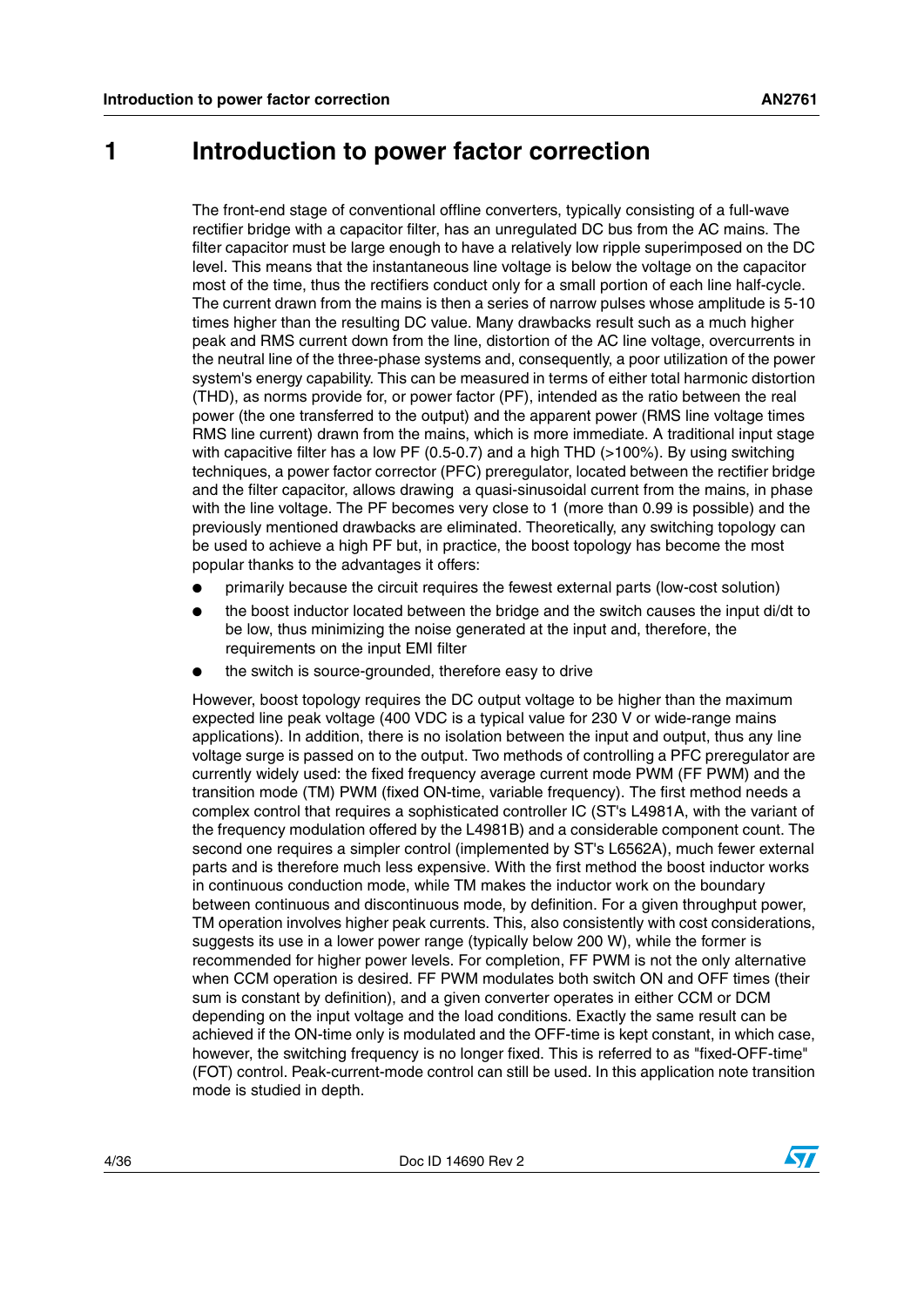# 1 Introduction to power factor correction

The front-end stage of conventional offline converters, typically consisting of a full-wave rectifier bridge with a capacitor filter, has an unregulated DC bus from the AC mains. The filter capacitor must be large enough to have a relatively low ripple superimposed on the DC level. This means that the instantaneous line voltage is below the voltage on the capacitor most of the time, thus the rectifiers conduct only for a small portion of each line half-cycle. The current drawn from the mains is then a series of narrow pulses whose amplitude is 5-10 times higher than the resulting DC value. Many drawbacks result such as a much higher peak and RMS current down from the line, distortion of the AC line voltage, overcurrents in the neutral line of the three-phase systems and, consequently, a poor utilization of the power system's energy capability. This can be measured in terms of either total harmonic distortion (THD), as norms provide for, or power factor (PF), intended as the ratio between the real power (the one transferred to the output) and the apparent power (RMS line voltage times RMS line current) drawn from the mains, which is more immediate. A traditional input stage with capacitive filter has a low PF (0.5-0.7) and a high THD (>100%). By using switching techniques, a power factor corrector (PFC) preregulator, located between the rectifier bridge and the filter capacitor, allows drawing a quasi-sinusoidal current from the mains, in phase with the line voltage. The PF becomes very close to 1 (more than 0.99 is possible) and the previously mentioned drawbacks are eliminated. Theoretically, any switching topology can be used to achieve a high PF but, in practice, the boost topology has become the most popular thanks to the advantages it offers:

- primarily because the circuit requires the fewest external parts (low-cost solution)
- the boost inductor located between the bridge and the switch causes the input di/dt to be low, thus minimizing the noise generated at the input and, therefore, the requirements on the input EMI filter
- the switch is source-grounded, therefore easy to drive

However, boost topology requires the DC output voltage to be higher than the maximum expected line peak voltage (400 VDC is a typical value for 230 V or wide-range mains applications). In addition, there is no isolation between the input and output, thus any line voltage surge is passed on to the output. Two methods of controlling a PFC preregulator are currently widely used: the fixed frequency average current mode PWM (FF PWM) and the transition mode (TM) PWM (fixed ON-time, variable frequency). The first method needs a complex control that requires a sophisticated controller IC (ST's L4981A, with the variant of the frequency modulation offered by the L4981B) and a considerable component count. The second one requires a simpler control (implemented by ST's L6562A), much fewer external parts and is therefore much less expensive. With the first method the boost inductor works in continuous conduction mode, while TM makes the inductor work on the boundary between continuous and discontinuous mode, by definition. For a given throughput power, TM operation involves higher peak currents. This, also consistently with cost considerations, suggests its use in a lower power range (typically below 200 W), while the former is recommended for higher power levels. For completion, FF PWM is not the only alternative when CCM operation is desired. FF PWM modulates both switch ON and OFF times (their sum is constant by definition), and a given converter operates in either CCM or DCM depending on the input voltage and the load conditions. Exactly the same result can be achieved if the ON-time only is modulated and the OFF-time is kept constant, in which case, however, the switching frequency is no longer fixed. This is referred to as "fixed-OFF-time" (FOT) control. Peak-current-mode control can still be used. In this application note transition mode is studied in depth.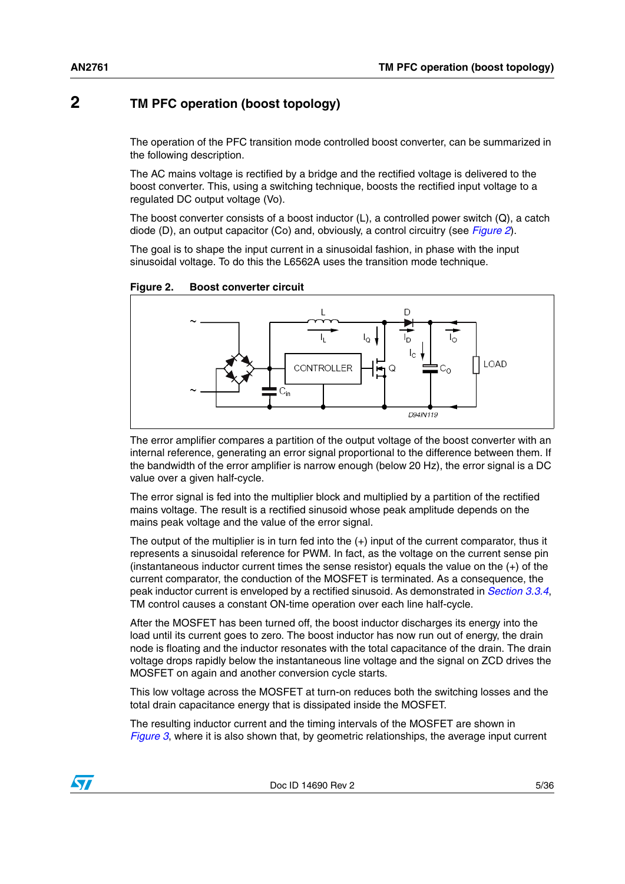# 2 TM PFC operation (boost topology)

The operation of the PFC transition mode controlled boost converter, can be summarized in the following description.

The AC mains voltage is rectified by a bridge and the rectified voltage is delivered to the boost converter. This, using a switching technique, boosts the rectified input voltage to a regulated DC output voltage (Vo).

The boost converter consists of a boost inductor (L), a controlled power switch (Q), a catch diode (D), an output capacitor (Co) and, obviously, a control circuitry (see *Figure 2*).

The goal is to shape the input current in a sinusoidal fashion, in phase with the input sinusoidal voltage. To do this the L6562A uses the transition mode technique.

**Figure 2. Boost converter circuit**

The error amplifier compares a partition of the output voltage of the boost converter with an internal reference, generating an error signal proportional to the difference between them. If the bandwidth of the error amplifier is narrow enough (below 20 Hz), the error signal is a DC value over a given half-cycle.

The error signal is fed into the multiplier block and multiplied by a partition of the rectified mains voltage. The result is a rectified sinusoid whose peak amplitude depends on the mains peak voltage and the value of the error signal.

The output of the multiplier is in turn fed into the (+) input of the current comparator, thus it represents a sinusoidal reference for PWM. In fact, as the voltage on the current sense pin (instantaneous inductor current times the sense resistor) equals the value on the (+) of the current comparator, the conduction of the MOSFET is terminated. As a consequence, the peak inductor current is enveloped by a rectified sinusoid. As demonstrated in *Section 3.3.4*, TM control causes a constant ON-time operation over each line half-cycle.

After the MOSFET has been turned off, the boost inductor discharges its energy into the load until its current goes to zero. The boost inductor has now run out of energy, the drain node is floating and the inductor resonates with the total capacitance of the drain. The drain voltage drops rapidly below the instantaneous line voltage and the signal on ZCD drives the MOSFET on again and another conversion cycle starts.

This low voltage across the MOSFET at turn-on reduces both the switching losses and the total drain capacitance energy that is dissipated inside the MOSFET.

The resulting inductor current and the timing intervals of the MOSFET are shown in *Figure 3*, where it is also shown that, by geometric relationships, the average input current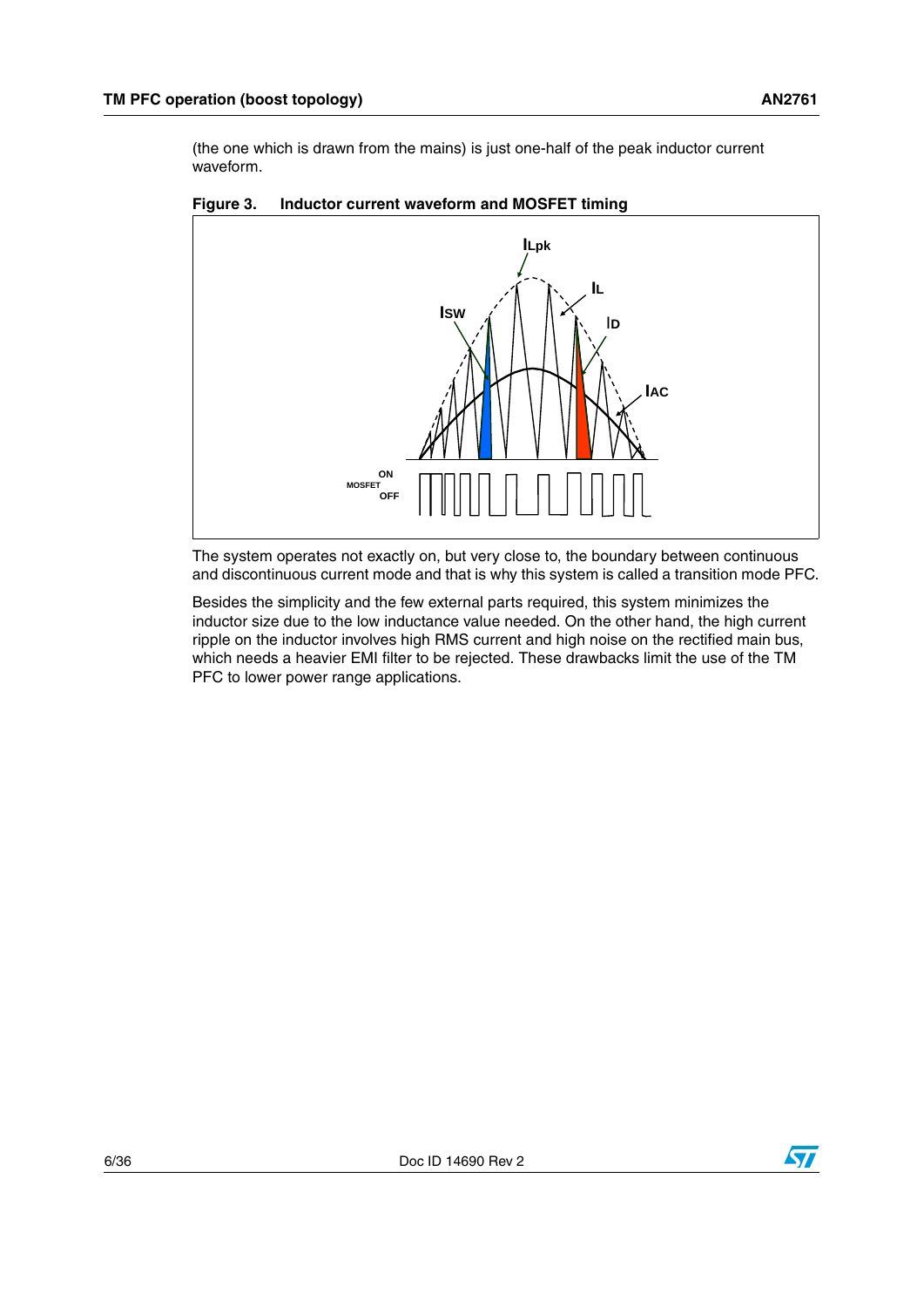(the one which is drawn from the mains) is just one-half of the peak inductor current waveform.

**Figure 3. Inductor current waveform and MOSFET timing**

The system operates not exactly on, but very close to, the boundary between continuous and discontinuous current mode and that is why this system is called a transition mode PFC.

Besides the simplicity and the few external parts required, this system minimizes the inductor size due to the low inductance value needed. On the other hand, the high current ripple on the inductor involves high RMS current and high noise on the rectified main bus, which needs a heavier EMI filter to be rejected. These drawbacks limit the use of the TM PFC to lower power range applications.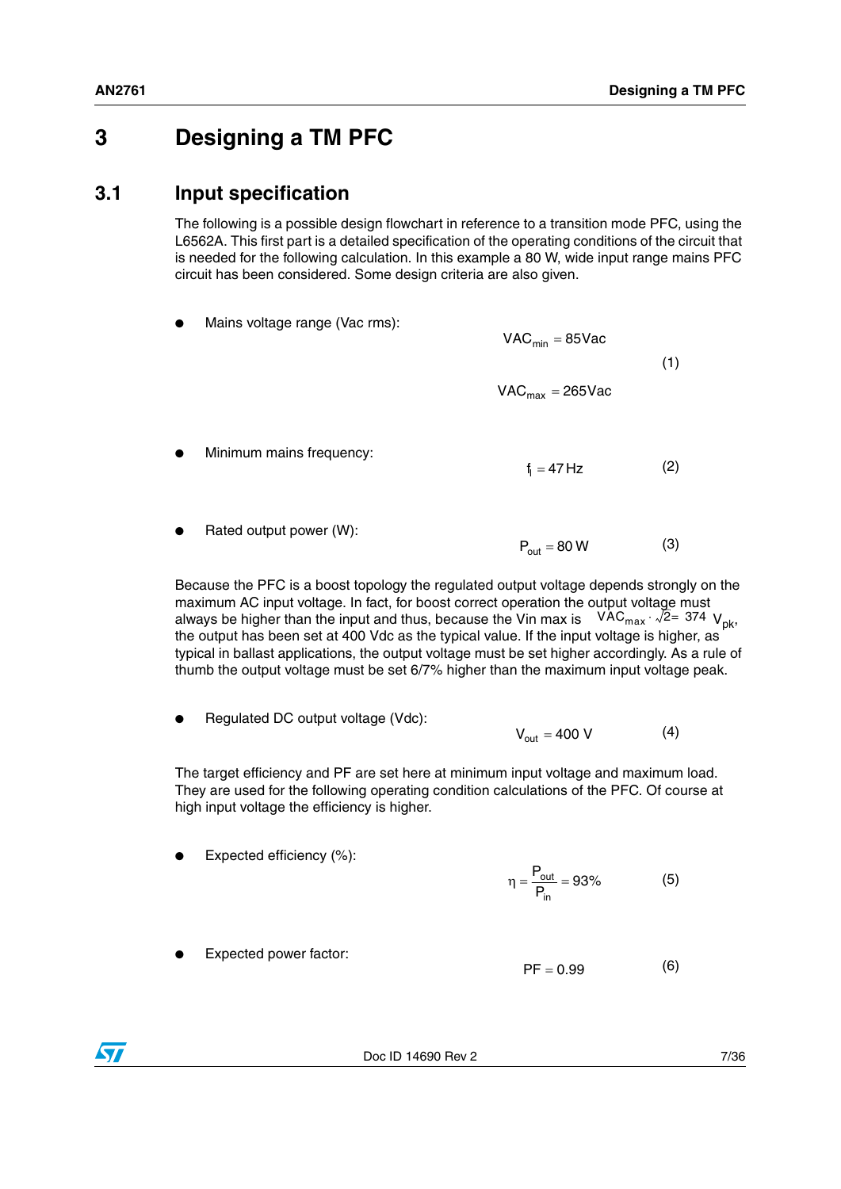# 3 Designing a TM PFC

## 3.1 Input specification

The following is a possible design flowchart in reference to a transition mode PFC, using the L6562A. This first part is a detailed specification of the operating conditions of the circuit that is needed for the following calculation. In this example a 80 W, wide input range mains PFC circuit has been considered. Some design criteria are also given.

- Mains voltage range (Vac rms):

$$VAC_{min} = 85Vac \qquad VAC_{max} = 265Vac \tag{1}$$

- Minimum mains frequency:

$$f_l = 47\,Hz \tag{2}$$

- Rated output power (W):

$$P_{out} = 80\,W \tag{3}$$

Because the PFC is a boost topology the regulated output voltage depends strongly on the maximum AC input voltage. In fact, for boost correct operation the output voltage must always be higher than the input and thus, because the Vin max is $VAC_{max} \cdot \sqrt{2} = 374\ V_{pk}$, the output has been set at 400 Vdc as the typical value. If the input voltage is higher, as typical in ballast applications, the output voltage must be set higher accordingly. As a rule of thumb the output voltage must be set 6/7% higher than the maximum input voltage peak.

- Regulated DC output voltage (Vdc):

$$V_{out} = 400\ V \tag{4}$$

The target efficiency and PF are set here at minimum input voltage and maximum load. They are used for the following operating condition calculations of the PFC. Of course at high input voltage the efficiency is higher.

- Expected efficiency (%):

$$\eta = \frac{P_{out}}{P_{in}} = 93\% \tag{5}$$

- Expected power factor:

$$PF = 0.99 \tag{6}$$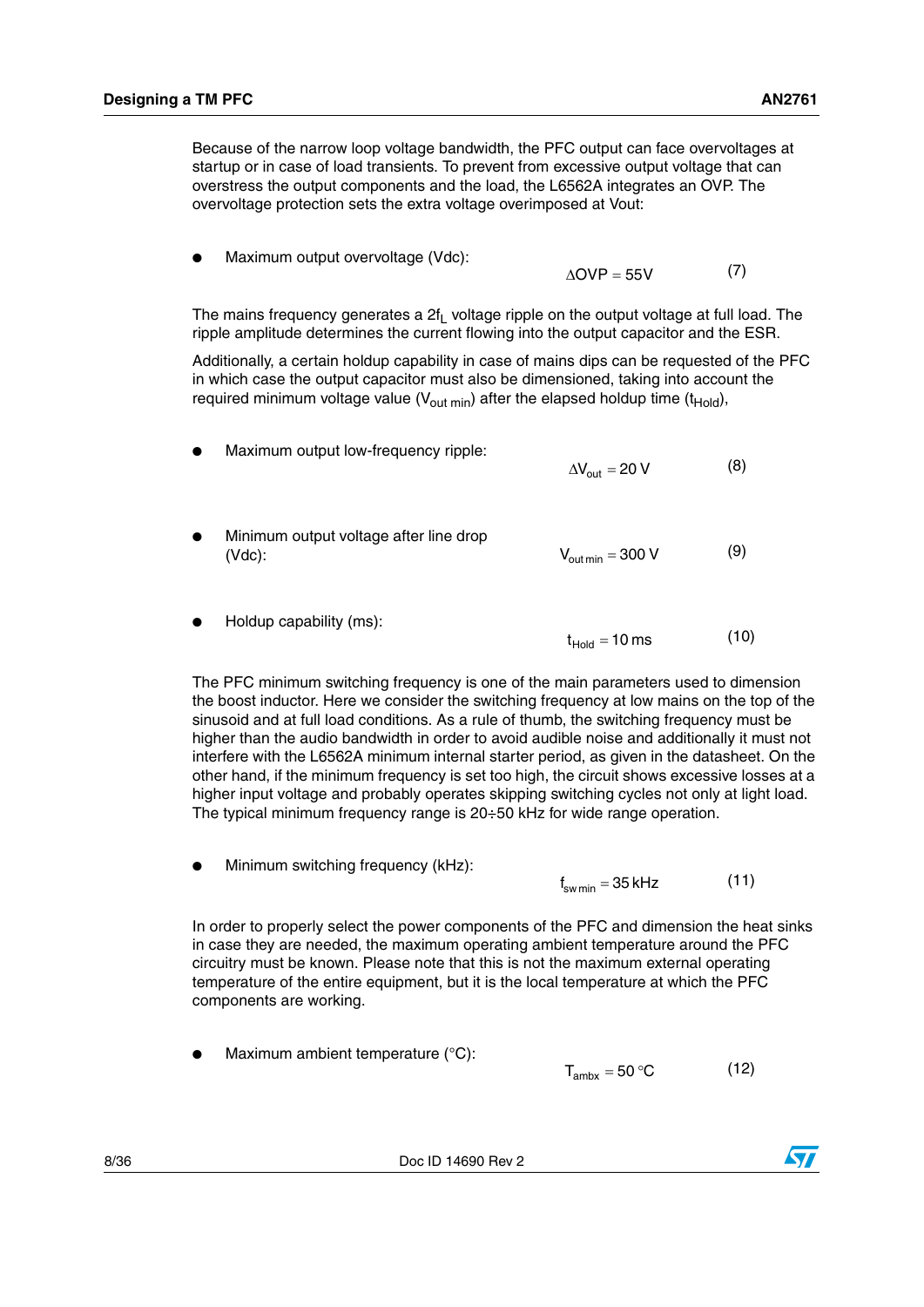Because of the narrow loop voltage bandwidth, the PFC output can face overvoltages at startup or in case of load transients. To prevent from excessive output voltage that can overstress the output components and the load, the L6562A integrates an OVP. The overvoltage protection sets the extra voltage overimposed at Vout:

- Maximum output overvoltage (Vdc):

$$\Delta OVP = 55V \tag{7}$$

The mains frequency generates a $2f_L$ voltage ripple on the output voltage at full load. The ripple amplitude determines the current flowing into the output capacitor and the ESR.

Additionally, a certain holdup capability in case of mains dips can be requested of the PFC in which case the output capacitor must also be dimensioned, taking into account the required minimum voltage value ($V_{out\ min}$) after the elapsed holdup time ($t_{Hold}$),

- Maximum output low-frequency ripple:

$$\Delta V_{out} = 20\ V \tag{8}$$

- Minimum output voltage after line drop (Vdc):

$$V_{out\ min} = 300\ V \tag{9}$$

- Holdup capability (ms):

$$t_{Hold} = 10\ ms \tag{10}$$

The PFC minimum switching frequency is one of the main parameters used to dimension the boost inductor. Here we consider the switching frequency at low mains on the top of the sinusoid and at full load conditions. As a rule of thumb, the switching frequency must be higher than the audio bandwidth in order to avoid audible noise and additionally it must not interfere with the L6562A minimum internal starter period, as given in the datasheet. On the other hand, if the minimum frequency is set too high, the circuit shows excessive losses at a higher input voltage and probably operates skipping switching cycles not only at light load. The typical minimum frequency range is 20÷50 kHz for wide range operation.

- Minimum switching frequency (kHz):

$$f_{sw\ min} = 35\ kHz \tag{11}$$

In order to properly select the power components of the PFC and dimension the heat sinks in case they are needed, the maximum operating ambient temperature around the PFC circuitry must be known. Please note that this is not the maximum external operating temperature of the entire equipment, but it is the local temperature at which the PFC components are working.

- Maximum ambient temperature (°C):

$$T_{ambx} = 50\ °C \tag{12}$$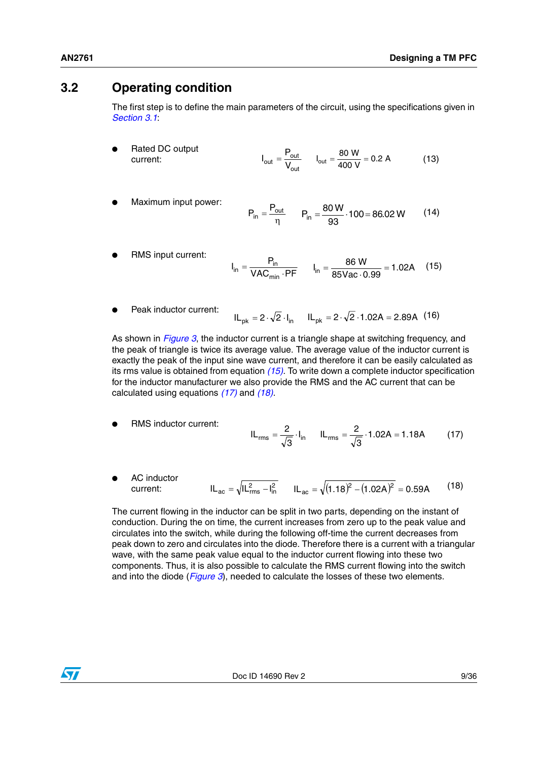## 3.2 Operating condition

The first step is to define the main parameters of the circuit, using the specifications given in *Section 3.1*:

- Rated DC output current:

$$I_{out} = \frac{P_{out}}{V_{out}} \qquad I_{out} = \frac{80\ W}{400\ V} = 0.2\ A \qquad (13)$$

- Maximum input power:

$$P_{in} = \frac{P_{out}}{\eta} \qquad P_{in} = \frac{80\,W}{93} \cdot 100 = 86.02\,W \qquad (14)$$

- RMS input current:

$$I_{in} = \frac{P_{in}}{VAC_{min} \cdot PF} \qquad I_{in} = \frac{86\ W}{85Vac \cdot 0.99} = 1.02A \qquad (15)$$

- Peak inductor current:

$$IL_{pk} = 2 \cdot \sqrt{2} \cdot I_{in} \qquad IL_{pk} = 2 \cdot \sqrt{2} \cdot 1.02A = 2.89A \qquad (16)$$

As shown in *Figure 3*, the inductor current is a triangle shape at switching frequency, and the peak of triangle is twice its average value. The average value of the inductor current is exactly the peak of the input sine wave current, and therefore it can be easily calculated as its rms value is obtained from equation *(15)*. To write down a complete inductor specification for the inductor manufacturer we also provide the RMS and the AC current that can be calculated using equations *(17)* and *(18)*.

- RMS inductor current:

$$IL_{rms} = \frac{2}{\sqrt{3}} \cdot I_{in} \qquad IL_{rms} = \frac{2}{\sqrt{3}} \cdot 1.02A = 1.18A \qquad (17)$$

- AC inductor current:

$$IL_{ac} = \sqrt{IL_{rms}^2 - I_{in}^2} \qquad IL_{ac} = \sqrt{(1.18)^2 - (1.02A)^2} = 0.59A \qquad (18)$$

The current flowing in the inductor can be split in two parts, depending on the instant of conduction. During the on time, the current increases from zero up to the peak value and circulates into the switch, while during the following off-time the current decreases from peak down to zero and circulates into the diode. Therefore there is a current with a triangular wave, with the same peak value equal to the inductor current flowing into these two components. Thus, it is also possible to calculate the RMS current flowing into the switch and into the diode (*Figure 3*), needed to calculate the losses of these two elements.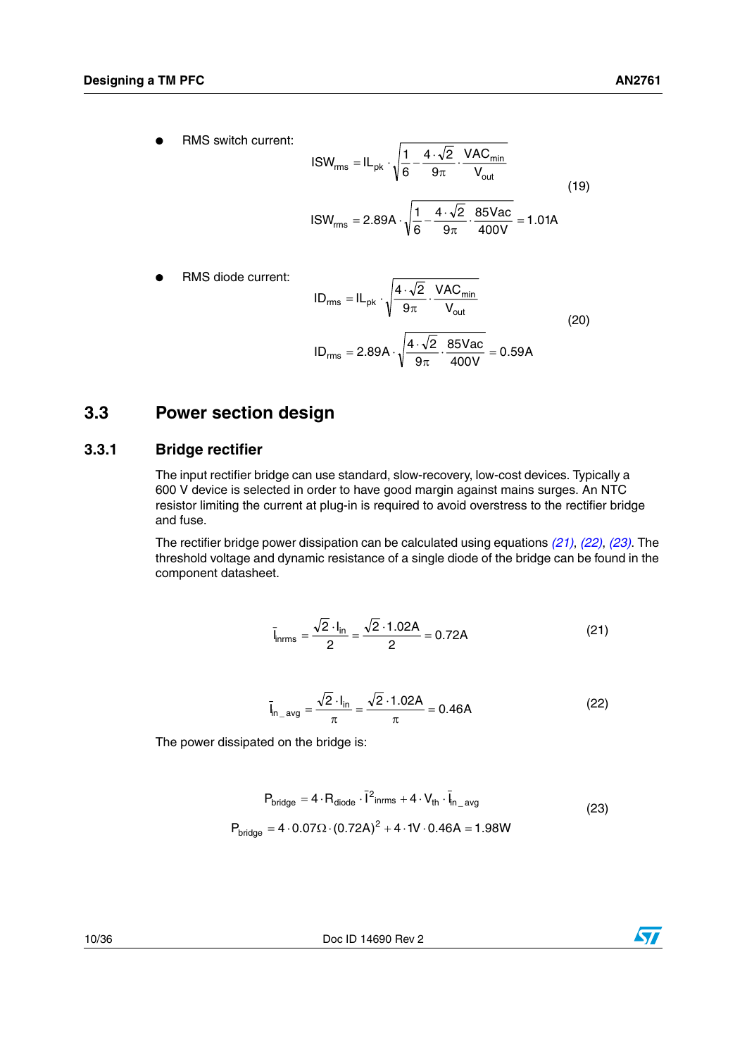- RMS switch current:

$$ISW_{rms} = IL_{pk} \cdot \sqrt{\frac{1}{6} - \frac{4 \cdot \sqrt{2}}{9\pi} \cdot \frac{VAC_{min}}{V_{out}}} \tag{19}$$

$$ISW_{rms} = 2.89A \cdot \sqrt{\frac{1}{6} - \frac{4 \cdot \sqrt{2}}{9\pi} \cdot \frac{85Vac}{400V}} = 1.01A$$

- RMS diode current:

$$ID_{rms} = IL_{pk} \cdot \sqrt{\frac{4 \cdot \sqrt{2}}{9\pi} \cdot \frac{VAC_{min}}{V_{out}}} \tag{20}$$

$$ID_{rms} = 2.89A \cdot \sqrt{\frac{4 \cdot \sqrt{2}}{9\pi} \cdot \frac{85Vac}{400V}} = 0.59A$$

## 3.3 Power section design

### 3.3.1 Bridge rectifier

The input rectifier bridge can use standard, slow-recovery, low-cost devices. Typically a 600 V device is selected in order to have good margin against mains surges. An NTC resistor limiting the current at plug-in is required to avoid overstress to the rectifier bridge and fuse.

The rectifier bridge power dissipation can be calculated using equations *(21)*, *(22)*, *(23)*. The threshold voltage and dynamic resistance of a single diode of the bridge can be found in the component datasheet.

$$\bar{I}_{inrms} = \frac{\sqrt{2} \cdot I_{in}}{2} = \frac{\sqrt{2} \cdot 1.02A}{2} = 0.72A \tag{21}$$

$$\bar{I}_{in\_avg} = \frac{\sqrt{2} \cdot I_{in}}{\pi} = \frac{\sqrt{2} \cdot 1.02A}{\pi} = 0.46A \tag{22}$$

The power dissipated on the bridge is:

$$P_{bridge} = 4 \cdot R_{diode} \cdot \bar{I}^2_{inrms} + 4 \cdot V_{th} \cdot \bar{I}_{in\_avg} \tag{23}$$

$$P_{bridge} = 4 \cdot 0.07\Omega \cdot (0.72A)^2 + 4 \cdot 1V \cdot 0.46A = 1.98W$$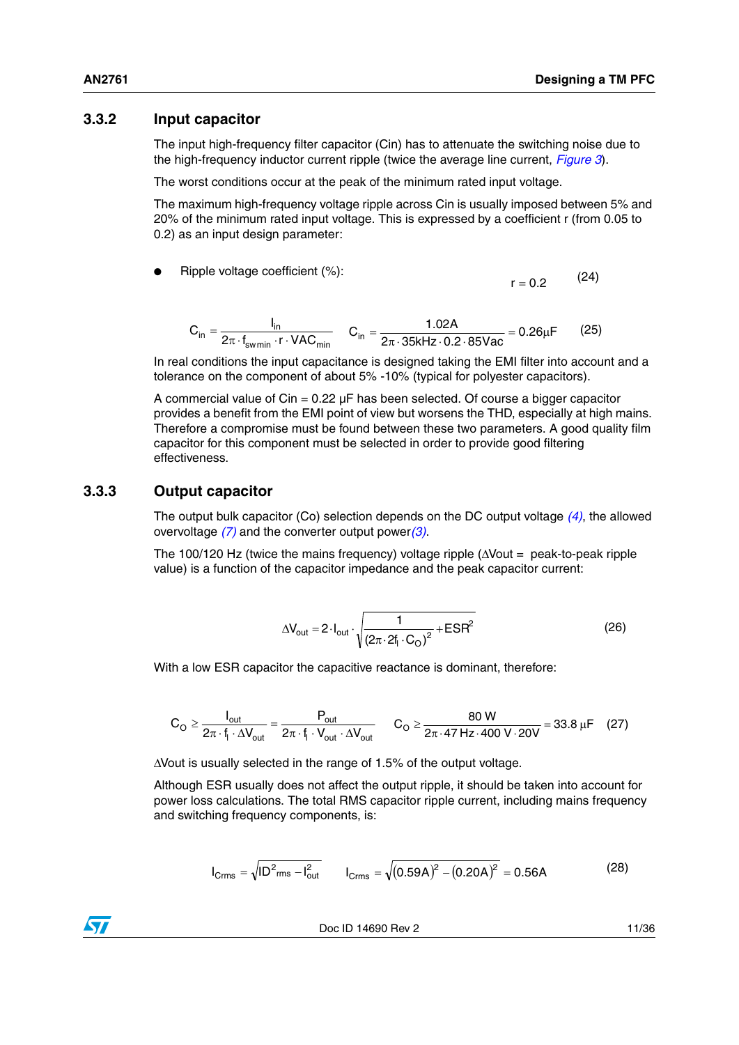### 3.3.2 Input capacitor

The input high-frequency filter capacitor (Cin) has to attenuate the switching noise due to the high-frequency inductor current ripple (twice the average line current, *Figure 3*).

The worst conditions occur at the peak of the minimum rated input voltage.

The maximum high-frequency voltage ripple across Cin is usually imposed between 5% and 20% of the minimum rated input voltage. This is expressed by a coefficient r (from 0.05 to 0.2) as an input design parameter:

- Ripple voltage coefficient (%):

$$r = 0.2 \tag{24}$$

$$C_{in} = \frac{I_{in}}{2\pi \cdot f_{swmin} \cdot r \cdot VAC_{min}} \qquad C_{in} = \frac{1.02\text{A}}{2\pi \cdot 35\text{kHz} \cdot 0.2 \cdot 85\text{Vac}} = 0.26\mu\text{F} \tag{25}$$

In real conditions the input capacitance is designed taking the EMI filter into account and a tolerance on the component of about 5% -10% (typical for polyester capacitors).

A commercial value of Cin = 0.22 µF has been selected. Of course a bigger capacitor provides a benefit from the EMI point of view but worsens the THD, especially at high mains. Therefore a compromise must be found between these two parameters. A good quality film capacitor for this component must be selected in order to provide good filtering effectiveness.

### 3.3.3 Output capacitor

The output bulk capacitor (Co) selection depends on the DC output voltage *(4)*, the allowed overvoltage *(7)* and the converter output power*(3)*.

The 100/120 Hz (twice the mains frequency) voltage ripple ($\Delta$Vout = peak-to-peak ripple value) is a function of the capacitor impedance and the peak capacitor current:

$$\Delta V_{out} = 2 \cdot I_{out} \cdot \sqrt{\frac{1}{(2\pi \cdot 2f_l \cdot C_O)^2} + ESR^2} \tag{26}$$

With a low ESR capacitor the capacitive reactance is dominant, therefore:

$$C_O \geq \frac{I_{out}}{2\pi \cdot f_l \cdot \Delta V_{out}} = \frac{P_{out}}{2\pi \cdot f_l \cdot V_{out} \cdot \Delta V_{out}} \qquad C_O \geq \frac{80\text{ W}}{2\pi \cdot 47\text{ Hz} \cdot 400\text{ V} \cdot 20\text{V}} = 33.8\ \mu\text{F} \tag{27}$$

$\Delta$Vout is usually selected in the range of 1.5% of the output voltage.

Although ESR usually does not affect the output ripple, it should be taken into account for power loss calculations. The total RMS capacitor ripple current, including mains frequency and switching frequency components, is:

$$I_{Crms} = \sqrt{ID^2{}_{rms} - I_{out}^2} \qquad I_{Crms} = \sqrt{(0.59\text{A})^2 - (0.20\text{A})^2} = 0.56\text{A} \tag{28}$$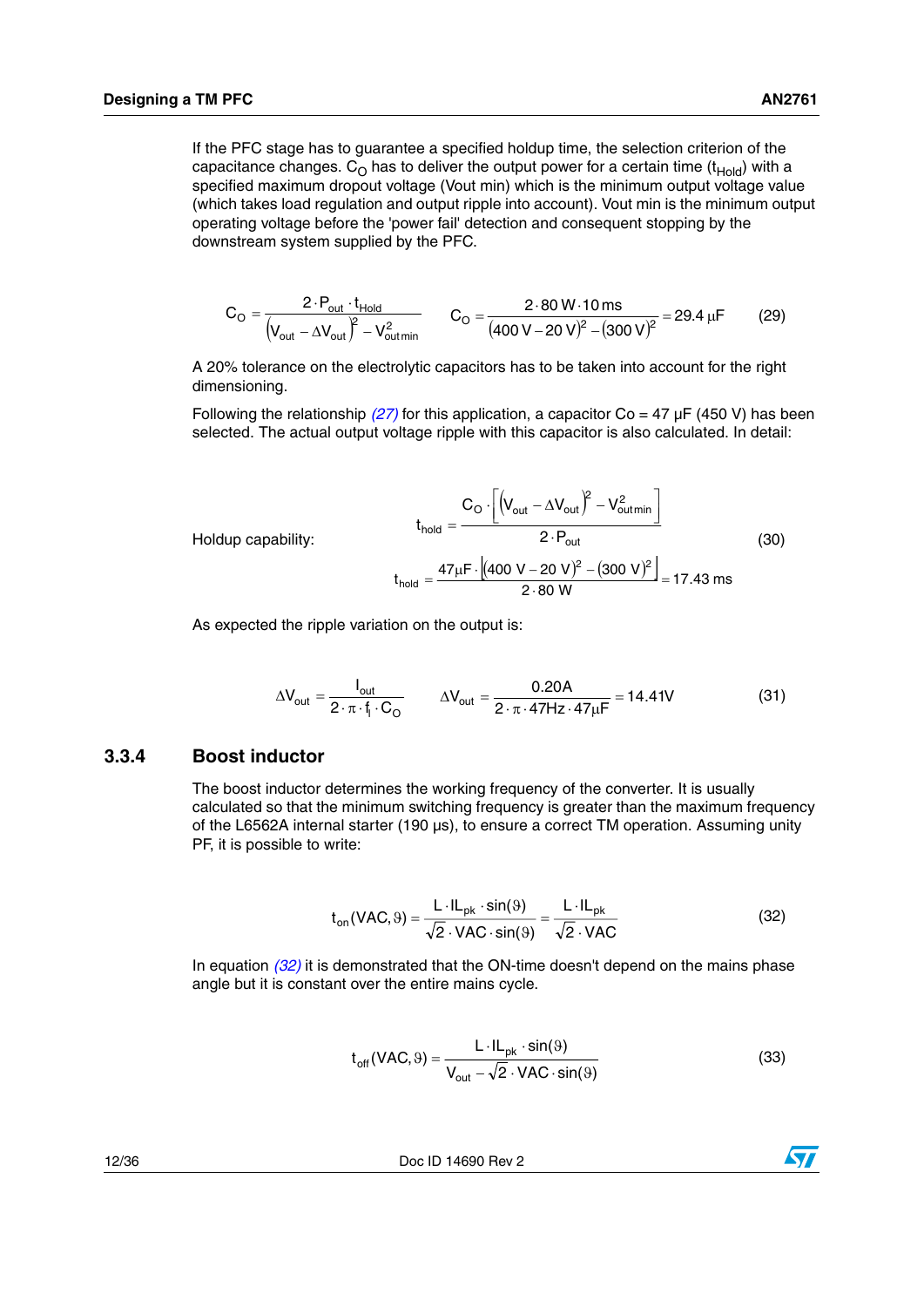If the PFC stage has to guarantee a specified holdup time, the selection criterion of the capacitance changes. $C_O$ has to deliver the output power for a certain time ($t_{Hold}$) with a specified maximum dropout voltage (Vout min) which is the minimum output voltage value (which takes load regulation and output ripple into account). Vout min is the minimum output operating voltage before the 'power fail' detection and consequent stopping by the downstream system supplied by the PFC.

$$C_O = \frac{2 \cdot P_{out} \cdot t_{Hold}}{(V_{out} - \Delta V_{out})^2 - V_{out\,min}^2} \qquad C_O = \frac{2 \cdot 80\,W \cdot 10\,ms}{(400\,V - 20\,V)^2 - (300\,V)^2} = 29.4\,\mu F \tag{29}$$

A 20% tolerance on the electrolytic capacitors has to be taken into account for the right dimensioning.

Following the relationship *(27)* for this application, a capacitor Co = 47 µF (450 V) has been selected. The actual output voltage ripple with this capacitor is also calculated. In detail:

Holdup capability:

$$t_{hold} = \frac{C_O \cdot \left[(V_{out} - \Delta V_{out})^2 - V_{out\,min}^2\right]}{2 \cdot P_{out}} \tag{30}$$

$$t_{hold} = \frac{47\mu F \cdot \left[(400\ V - 20\ V)^2 - (300\ V)^2\right]}{2 \cdot 80\ W} = 17.43\ ms$$

As expected the ripple variation on the output is:

$$\Delta V_{out} = \frac{I_{out}}{2 \cdot \pi \cdot f_l \cdot C_O} \qquad \Delta V_{out} = \frac{0.20A}{2 \cdot \pi \cdot 47Hz \cdot 47\mu F} = 14.41V \tag{31}$$

### 3.3.4 Boost inductor

The boost inductor determines the working frequency of the converter. It is usually calculated so that the minimum switching frequency is greater than the maximum frequency of the L6562A internal starter (190 µs), to ensure a correct TM operation. Assuming unity PF, it is possible to write:

$$t_{on}(VAC, \vartheta) = \frac{L \cdot IL_{pk} \cdot \sin(\vartheta)}{\sqrt{2} \cdot VAC \cdot \sin(\vartheta)} = \frac{L \cdot IL_{pk}}{\sqrt{2} \cdot VAC} \tag{32}$$

In equation *(32)* it is demonstrated that the ON-time doesn't depend on the mains phase angle but it is constant over the entire mains cycle.

$$t_{off}(VAC, \vartheta) = \frac{L \cdot IL_{pk} \cdot \sin(\vartheta)}{V_{out} - \sqrt{2} \cdot VAC \cdot \sin(\vartheta)} \tag{33}$$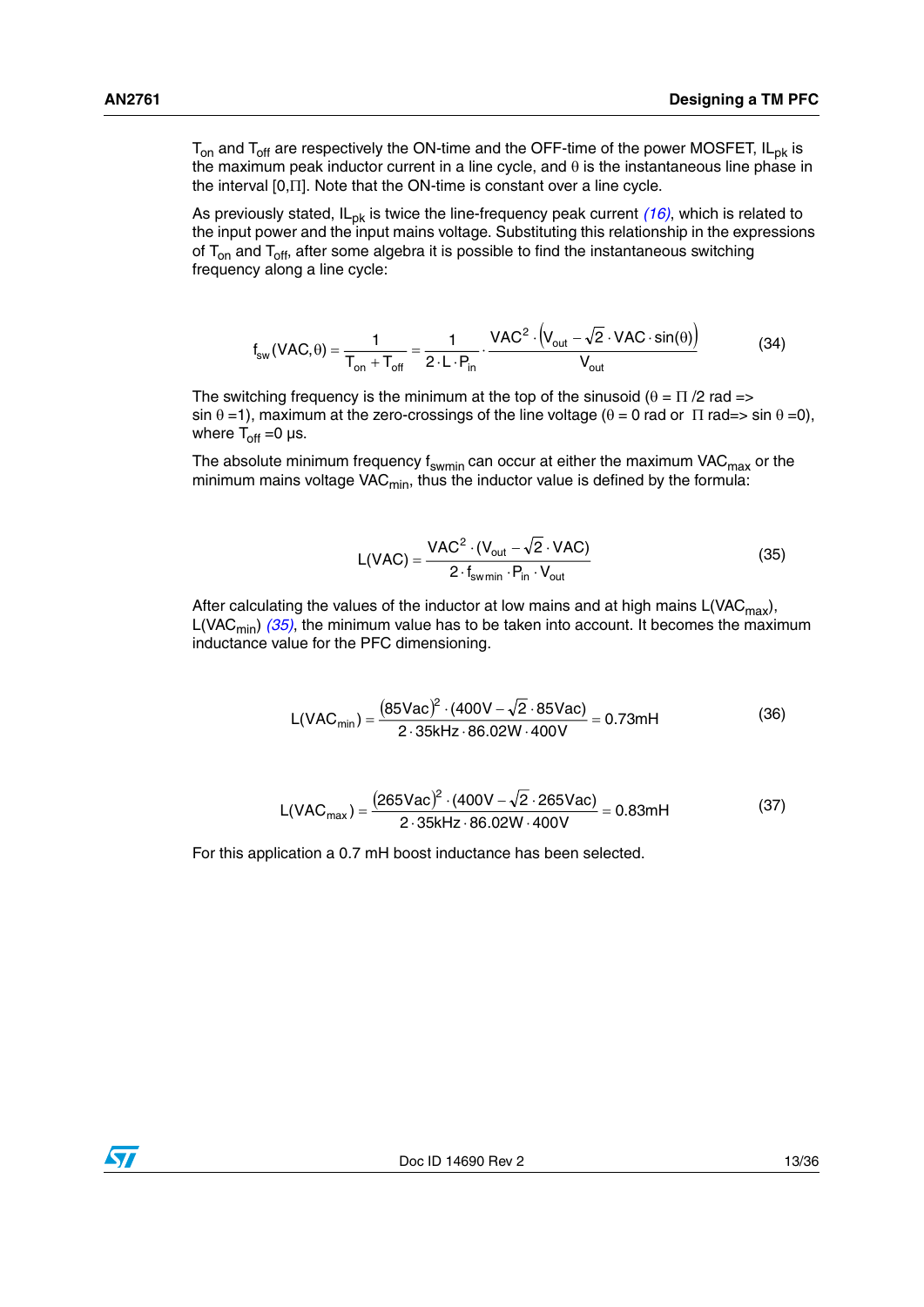$T_{on}$ and $T_{off}$ are respectively the ON-time and the OFF-time of the power MOSFET, $IL_{pk}$ is the maximum peak inductor current in a line cycle, and $\theta$ is the instantaneous line phase in the interval $[0,\Pi]$. Note that the ON-time is constant over a line cycle.

As previously stated, $IL_{pk}$ is twice the line-frequency peak current *(16)*, which is related to the input power and the input mains voltage. Substituting this relationship in the expressions of $T_{on}$ and $T_{off}$, after some algebra it is possible to find the instantaneous switching frequency along a line cycle:

$$f_{sw}(VAC,\theta) = \frac{1}{T_{on} + T_{off}} = \frac{1}{2 \cdot L \cdot P_{in}} \cdot \frac{VAC^2 \cdot \left(V_{out} - \sqrt{2} \cdot VAC \cdot \sin(\theta)\right)}{V_{out}} \tag{34}$$

The switching frequency is the minimum at the top of the sinusoid ($\theta = \Pi /2$ rad => $\sin\theta = 1$), maximum at the zero-crossings of the line voltage ($\theta = 0$ rad or $\Pi$ rad=> $\sin\theta = 0$), where $T_{off} = 0$ µs.

The absolute minimum frequency $f_{swmin}$ can occur at either the maximum $VAC_{max}$ or the minimum mains voltage $VAC_{min}$, thus the inductor value is defined by the formula:

$$L(VAC) = \frac{VAC^2 \cdot (V_{out} - \sqrt{2} \cdot VAC)}{2 \cdot f_{swmin} \cdot P_{in} \cdot V_{out}} \tag{35}$$

After calculating the values of the inductor at low mains and at high mains $L(VAC_{max})$, $L(VAC_{min})$ *(35)*, the minimum value has to be taken into account. It becomes the maximum inductance value for the PFC dimensioning.

$$L(VAC_{min}) = \frac{(85Vac)^2 \cdot (400V - \sqrt{2} \cdot 85Vac)}{2 \cdot 35kHz \cdot 86.02W \cdot 400V} = 0.73mH \tag{36}$$

$$L(VAC_{max}) = \frac{(265Vac)^2 \cdot (400V - \sqrt{2} \cdot 265Vac)}{2 \cdot 35kHz \cdot 86.02W \cdot 400V} = 0.83mH \tag{37}$$

For this application a 0.7 mH boost inductance has been selected.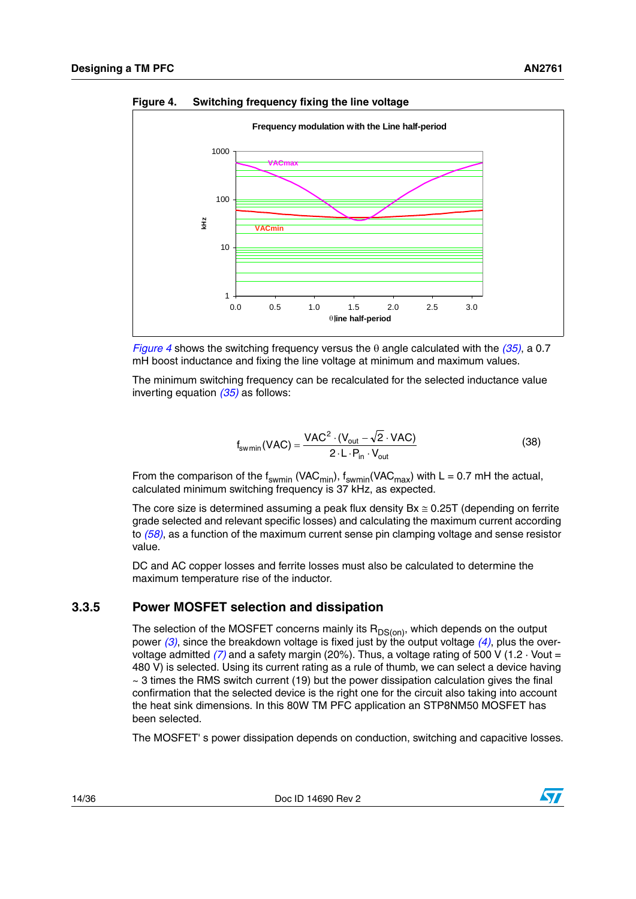**Figure 4. Switching frequency fixing the line voltage**

*Figure 4* shows the switching frequency versus the θ angle calculated with the *(35)*, a 0.7 mH boost inductance and fixing the line voltage at minimum and maximum values.

The minimum switching frequency can be recalculated for the selected inductance value inverting equation *(35)* as follows:

$$f_{swmin}(VAC) = \frac{VAC^2 \cdot (V_{out} - \sqrt{2} \cdot VAC)}{2 \cdot L \cdot P_{in} \cdot V_{out}} \qquad (38)$$

From the comparison of the $f_{swmin}$ ($VAC_{min}$), $f_{swmin}$($VAC_{max}$) with L = 0.7 mH the actual, calculated minimum switching frequency is 37 kHz, as expected.

The core size is determined assuming a peak flux density Bx ≅ 0.25T (depending on ferrite grade selected and relevant specific losses) and calculating the maximum current according to *(58)*, as a function of the maximum current sense pin clamping voltage and sense resistor value.

DC and AC copper losses and ferrite losses must also be calculated to determine the maximum temperature rise of the inductor.

### 3.3.5 Power MOSFET selection and dissipation

The selection of the MOSFET concerns mainly its $R_{DS(on)}$, which depends on the output power *(3)*, since the breakdown voltage is fixed just by the output voltage *(4)*, plus the over-voltage admitted *(7)* and a safety margin (20%). Thus, a voltage rating of 500 V (1.2 · Vout = 480 V) is selected. Using its current rating as a rule of thumb, we can select a device having ~ 3 times the RMS switch current (19) but the power dissipation calculation gives the final confirmation that the selected device is the right one for the circuit also taking into account the heat sink dimensions. In this 80W TM PFC application an STP8NM50 MOSFET has been selected.

The MOSFET' s power dissipation depends on conduction, switching and capacitive losses.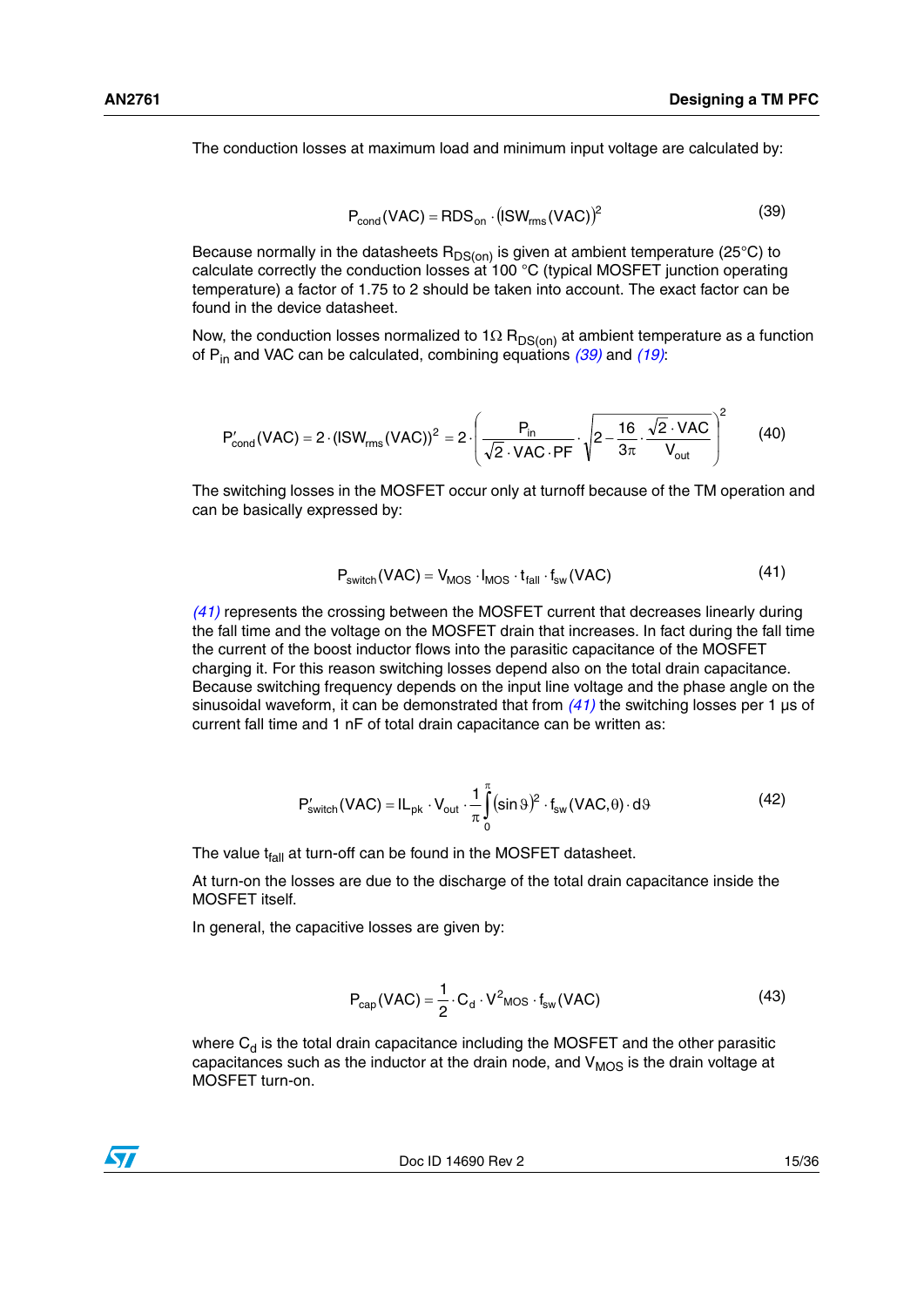The conduction losses at maximum load and minimum input voltage are calculated by:

$$P_{cond}(VAC) = RDS_{on} \cdot (ISW_{rms}(VAC))^2 \tag{39}$$

Because normally in the datasheets $R_{DS(on)}$ is given at ambient temperature (25°C) to calculate correctly the conduction losses at 100 °C (typical MOSFET junction operating temperature) a factor of 1.75 to 2 should be taken into account. The exact factor can be found in the device datasheet.

Now, the conduction losses normalized to 1Ω $R_{DS(on)}$ at ambient temperature as a function of $P_{in}$ and VAC can be calculated, combining equations *(39)* and *(19)*:

$$P'_{cond}(VAC) = 2 \cdot (ISW_{rms}(VAC))^2 = 2 \cdot \left( \frac{P_{in}}{\sqrt{2} \cdot VAC \cdot PF} \cdot \sqrt{2 - \frac{16}{3\pi} \cdot \frac{\sqrt{2} \cdot VAC}{V_{out}}} \right)^2 \tag{40}$$

The switching losses in the MOSFET occur only at turnoff because of the TM operation and can be basically expressed by:

$$P_{switch}(VAC) = V_{MOS} \cdot I_{MOS} \cdot t_{fall} \cdot f_{sw}(VAC) \tag{41}$$

*(41)* represents the crossing between the MOSFET current that decreases linearly during the fall time and the voltage on the MOSFET drain that increases. In fact during the fall time the current of the boost inductor flows into the parasitic capacitance of the MOSFET charging it. For this reason switching losses depend also on the total drain capacitance. Because switching frequency depends on the input line voltage and the phase angle on the sinusoidal waveform, it can be demonstrated that from *(41)* the switching losses per 1 µs of current fall time and 1 nF of total drain capacitance can be written as:

$$P'_{switch}(VAC) = IL_{pk} \cdot V_{out} \cdot \frac{1}{\pi} \int_0^{\pi} (\sin\vartheta)^2 \cdot f_{sw}(VAC, \theta) \cdot d\vartheta \tag{42}$$

The value $t_{fall}$ at turn-off can be found in the MOSFET datasheet.

At turn-on the losses are due to the discharge of the total drain capacitance inside the MOSFET itself.

In general, the capacitive losses are given by:

$$P_{cap}(VAC) = \frac{1}{2} \cdot C_d \cdot V^2_{MOS} \cdot f_{sw}(VAC) \tag{43}$$

where $C_d$ is the total drain capacitance including the MOSFET and the other parasitic capacitances such as the inductor at the drain node, and $V_{MOS}$ is the drain voltage at MOSFET turn-on.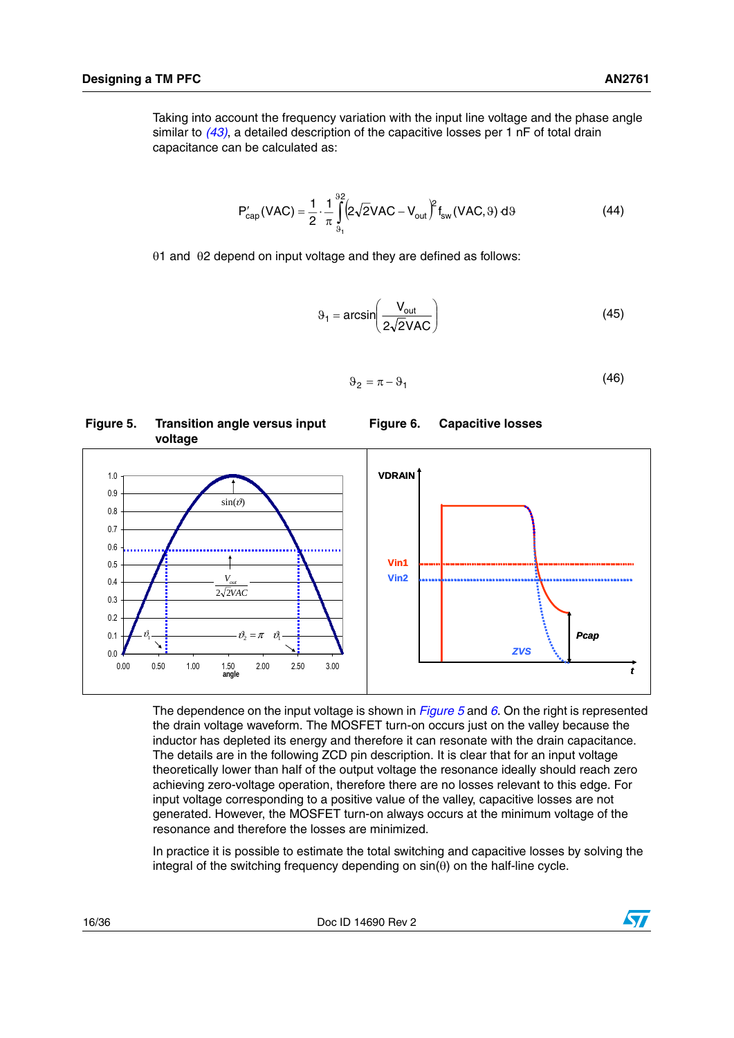Taking into account the frequency variation with the input line voltage and the phase angle similar to *(43)*, a detailed description of the capacitive losses per 1 nF of total drain capacitance can be calculated as:

$$P'_{cap}(VAC) = \frac{1}{2} \cdot \frac{1}{\pi} \int_{\vartheta_1}^{\vartheta 2} \left(2\sqrt{2}VAC - V_{out}\right)^2 f_{sw}(VAC, \vartheta) \cdot d\vartheta \tag{44}$$

$\theta 1$ and $\theta 2$ depend on input voltage and they are defined as follows:

$$\vartheta_1 = \arcsin\left(\frac{V_{out}}{2\sqrt{2}VAC}\right) \tag{45}$$

$$\vartheta_2 = \pi - \vartheta_1 \tag{46}$$

**Figure 5. Transition angle versus input voltage**

**Figure 6. Capacitive losses**

The dependence on the input voltage is shown in *Figure 5* and *6*. On the right is represented the drain voltage waveform. The MOSFET turn-on occurs just on the valley because the inductor has depleted its energy and therefore it can resonate with the drain capacitance. The details are in the following ZCD pin description. It is clear that for an input voltage theoretically lower than half of the output voltage the resonance ideally should reach zero achieving zero-voltage operation, therefore there are no losses relevant to this edge. For input voltage corresponding to a positive value of the valley, capacitive losses are not generated. However, the MOSFET turn-on always occurs at the minimum voltage of the resonance and therefore the losses are minimized.

In practice it is possible to estimate the total switching and capacitive losses by solving the integral of the switching frequency depending on $\sin(\theta)$ on the half-line cycle.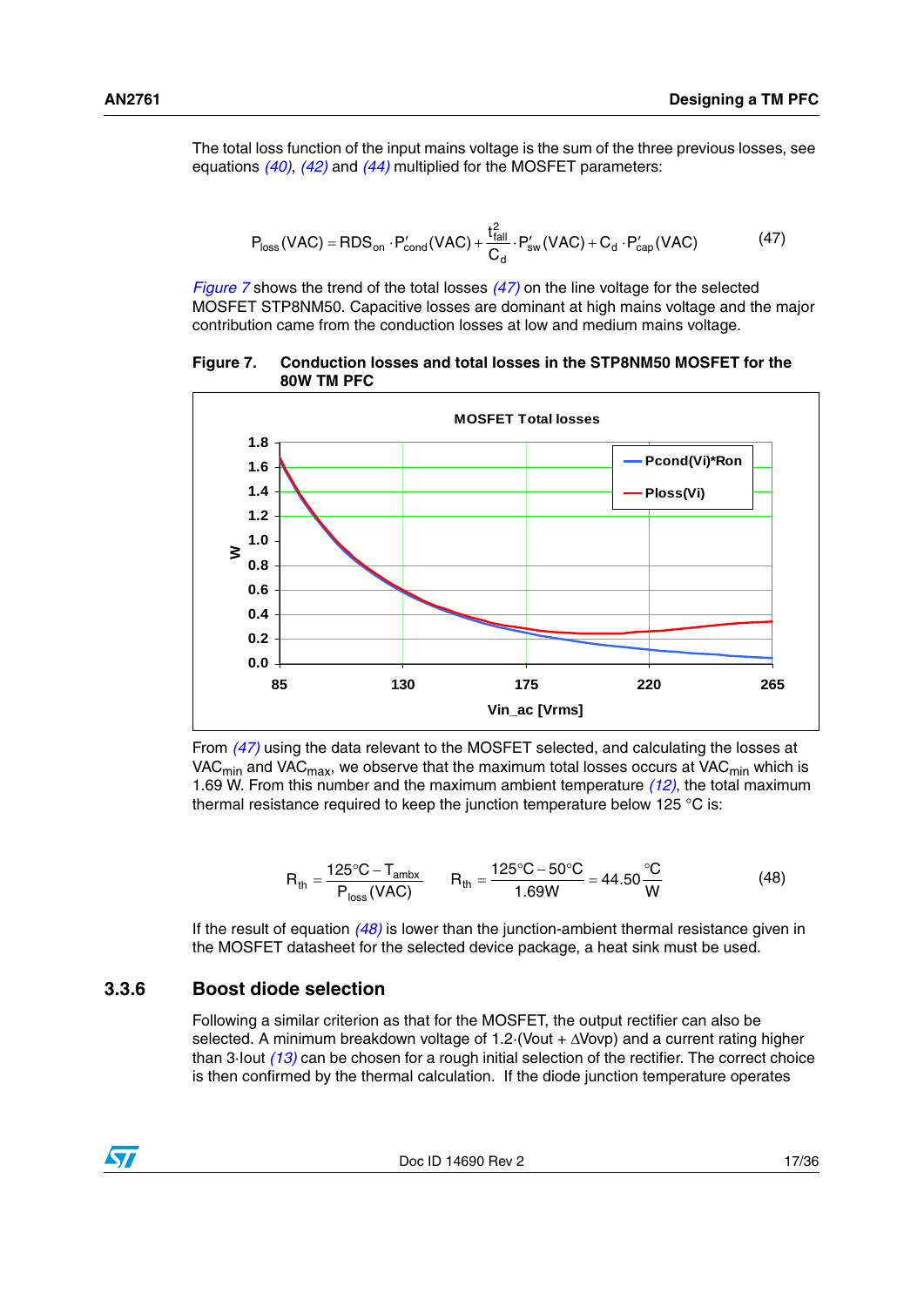The total loss function of the input mains voltage is the sum of the three previous losses, see equations (40), (42) and (44) multiplied for the MOSFET parameters:

$$P_{loss}(VAC) = RDS_{on} \cdot P'_{cond}(VAC) + \frac{t_{fall}^2}{C_d} \cdot P'_{sw}(VAC) + C_d \cdot P'_{cap}(VAC) \tag{47}$$

Figure 7 shows the trend of the total losses (47) on the line voltage for the selected MOSFET STP8NM50. Capacitive losses are dominant at high mains voltage and the major contribution came from the conduction losses at low and medium mains voltage.

**Figure 7. Conduction losses and total losses in the STP8NM50 MOSFET for the 80W TM PFC**

From (47) using the data relevant to the MOSFET selected, and calculating the losses at $VAC_{min}$ and $VAC_{max}$, we observe that the maximum total losses occurs at $VAC_{min}$ which is 1.69 W. From this number and the maximum ambient temperature (12), the total maximum thermal resistance required to keep the junction temperature below 125 °C is:

$$R_{th} = \frac{125°C - T_{ambx}}{P_{loss}(VAC)} \qquad R_{th} = \frac{125°C - 50°C}{1.69W} = 44.50\frac{°C}{W} \tag{48}$$

If the result of equation (48) is lower than the junction-ambient thermal resistance given in the MOSFET datasheet for the selected device package, a heat sink must be used.

### 3.3.6 Boost diode selection

Following a similar criterion as that for the MOSFET, the output rectifier can also be selected. A minimum breakdown voltage of $1.2 \cdot (Vout + \Delta Vovp)$ and a current rating higher than $3 \cdot Iout$ (13) can be chosen for a rough initial selection of the rectifier. The correct choice is then confirmed by the thermal calculation. If the diode junction temperature operates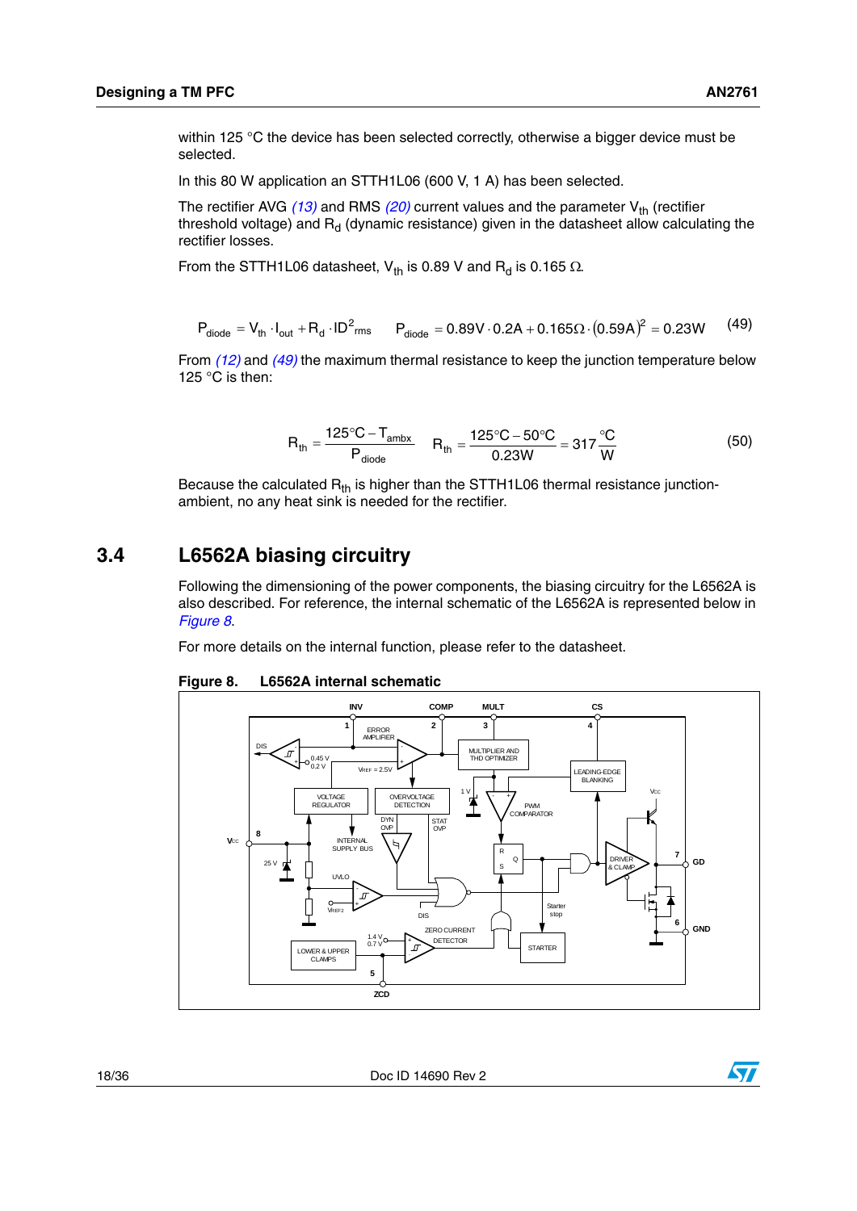within 125 °C the device has been selected correctly, otherwise a bigger device must be selected.

In this 80 W application an STTH1L06 (600 V, 1 A) has been selected.

The rectifier AVG *(13)* and RMS *(20)* current values and the parameter $V_{th}$ (rectifier threshold voltage) and $R_d$ (dynamic resistance) given in the datasheet allow calculating the rectifier losses.

From the STTH1L06 datasheet, $V_{th}$ is 0.89 V and $R_d$ is 0.165 Ω.

$$P_{diode} = V_{th} \cdot I_{out} + R_d \cdot ID^2_{rms} \qquad P_{diode} = 0.89V \cdot 0.2A + 0.165\Omega \cdot (0.59A)^2 = 0.23W \tag{49}$$

From *(12)* and *(49)* the maximum thermal resistance to keep the junction temperature below 125 °C is then:

$$R_{th} = \frac{125°C - T_{ambx}}{P_{diode}} \qquad R_{th} = \frac{125°C - 50°C}{0.23W} = 317\frac{°C}{W} \tag{50}$$

Because the calculated $R_{th}$ is higher than the STTH1L06 thermal resistance junction-ambient, no any heat sink is needed for the rectifier.

## 3.4 L6562A biasing circuitry

Following the dimensioning of the power components, the biasing circuitry for the L6562A is also described. For reference, the internal schematic of the L6562A is represented below in *Figure 8*.

For more details on the internal function, please refer to the datasheet.

**Figure 8. L6562A internal schematic**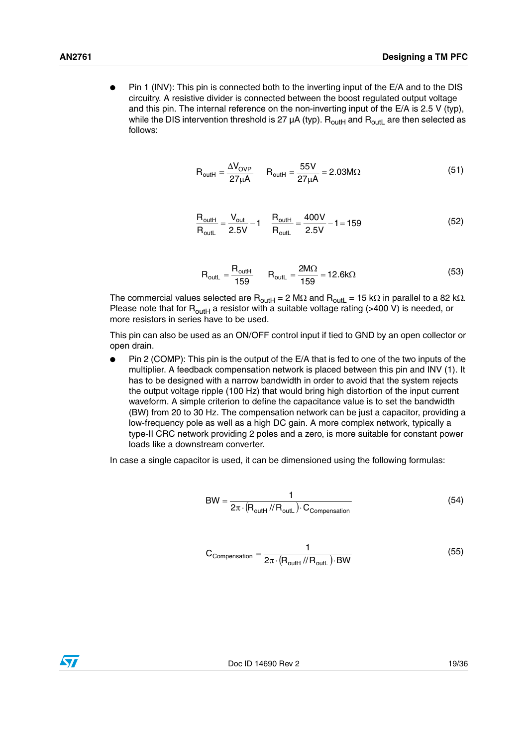- Pin 1 (INV): This pin is connected both to the inverting input of the E/A and to the DIS circuitry. A resistive divider is connected between the boost regulated output voltage and this pin. The internal reference on the non-inverting input of the E/A is 2.5 V (typ), while the DIS intervention threshold is 27 µA (typ). $R_{outH}$ and $R_{outL}$ are then selected as follows:

$$R_{outH} = \frac{\Delta V_{OVP}}{27\mu A} \qquad R_{outH} = \frac{55V}{27\mu A} = 2.03M\Omega \tag{51}$$

$$\frac{R_{outH}}{R_{outL}} = \frac{V_{out}}{2.5V} - 1 \qquad \frac{R_{outH}}{R_{outL}} = \frac{400V}{2.5V} - 1 = 159 \tag{52}$$

$$R_{outL} = \frac{R_{outH}}{159} \qquad R_{outL} = \frac{2M\Omega}{159} = 12.6k\Omega \tag{53}$$

The commercial values selected are $R_{outH}$ = 2 MΩ and $R_{outL}$ = 15 kΩ in parallel to a 82 kΩ. Please note that for $R_{outH}$ a resistor with a suitable voltage rating (>400 V) is needed, or more resistors in series have to be used.

This pin can also be used as an ON/OFF control input if tied to GND by an open collector or open drain.

- Pin 2 (COMP): This pin is the output of the E/A that is fed to one of the two inputs of the multiplier. A feedback compensation network is placed between this pin and INV (1). It has to be designed with a narrow bandwidth in order to avoid that the system rejects the output voltage ripple (100 Hz) that would bring high distortion of the input current waveform. A simple criterion to define the capacitance value is to set the bandwidth (BW) from 20 to 30 Hz. The compensation network can be just a capacitor, providing a low-frequency pole as well as a high DC gain. A more complex network, typically a type-II CRC network providing 2 poles and a zero, is more suitable for constant power loads like a downstream converter.

In case a single capacitor is used, it can be dimensioned using the following formulas:

$$BW = \frac{1}{2\pi \cdot (R_{outH} // R_{outL}) \cdot C_{Compensation}} \tag{54}$$

$$C_{Compensation} = \frac{1}{2\pi \cdot (R_{outH} // R_{outL}) \cdot BW} \tag{55}$$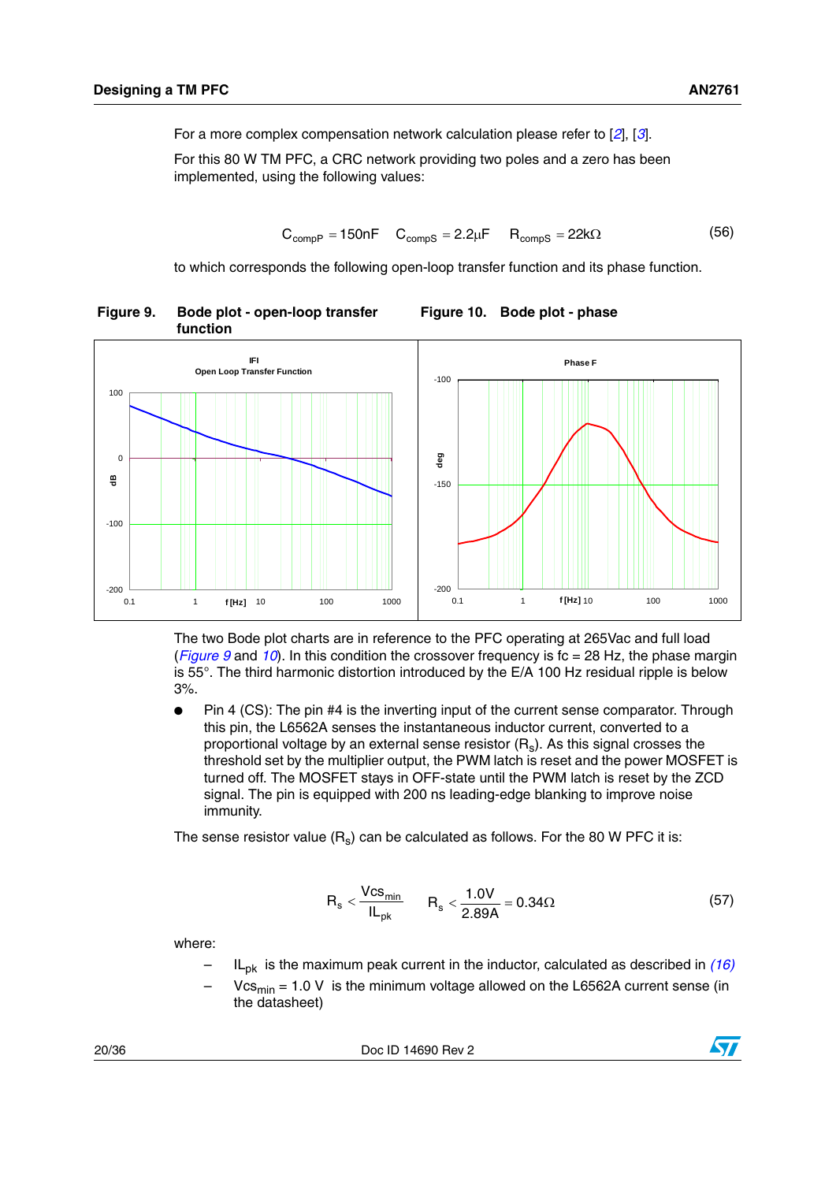For a more complex compensation network calculation please refer to [2], [3].

For this 80 W TM PFC, a CRC network providing two poles and a zero has been implemented, using the following values:

$$C_{compP} = 150nF \quad C_{compS} = 2.2\mu F \quad R_{compS} = 22k\Omega \tag{56}$$

to which corresponds the following open-loop transfer function and its phase function.

**Figure 9. Bode plot - open-loop transfer function**

**Figure 10. Bode plot - phase**

The two Bode plot charts are in reference to the PFC operating at 265Vac and full load (*Figure 9* and *10*). In this condition the crossover frequency is fc = 28 Hz, the phase margin is 55°. The third harmonic distortion introduced by the E/A 100 Hz residual ripple is below 3%.

- Pin 4 (CS): The pin #4 is the inverting input of the current sense comparator. Through this pin, the L6562A senses the instantaneous inductor current, converted to a proportional voltage by an external sense resistor ($R_s$). As this signal crosses the threshold set by the multiplier output, the PWM latch is reset and the power MOSFET is turned off. The MOSFET stays in OFF-state until the PWM latch is reset by the ZCD signal. The pin is equipped with 200 ns leading-edge blanking to improve noise immunity.

The sense resistor value ($R_s$) can be calculated as follows. For the 80 W PFC it is:

$$R_s < \frac{Vcs_{min}}{IL_{pk}} \qquad R_s < \frac{1.0V}{2.89A} = 0.34\Omega \tag{57}$$

where:

– $IL_{pk}$ is the maximum peak current in the inductor, calculated as described in *(16)*

– $Vcs_{min} = 1.0$ V is the minimum voltage allowed on the L6562A current sense (in the datasheet)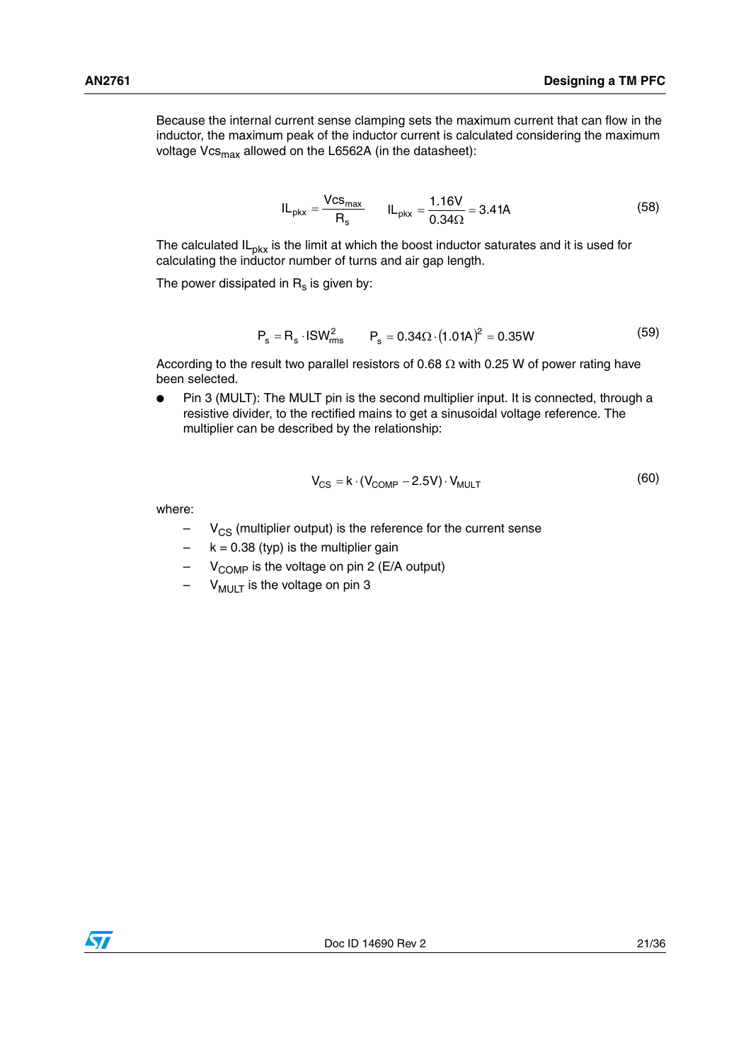Because the internal current sense clamping sets the maximum current that can flow in the inductor, the maximum peak of the inductor current is calculated considering the maximum voltage $Vcs_{max}$ allowed on the L6562A (in the datasheet):

$$IL_{pkx} = \frac{Vcs_{max}}{R_s} \qquad IL_{pkx} = \frac{1.16V}{0.34\Omega} = 3.41A \tag{58}$$

The calculated $IL_{pkx}$ is the limit at which the boost inductor saturates and it is used for calculating the inductor number of turns and air gap length.

The power dissipated in $R_s$ is given by:

$$P_s = R_s \cdot ISW_{rms}^2 \qquad P_s = 0.34\Omega \cdot (1.01A)^2 = 0.35W \tag{59}$$

According to the result two parallel resistors of 0.68 Ω with 0.25 W of power rating have been selected.

- Pin 3 (MULT): The MULT pin is the second multiplier input. It is connected, through a resistive divider, to the rectified mains to get a sinusoidal voltage reference. The multiplier can be described by the relationship:

$$V_{CS} = k \cdot (V_{COMP} - 2.5V) \cdot V_{MULT} \tag{60}$$

where:

- $V_{CS}$ (multiplier output) is the reference for the current sense
- $k = 0.38$ (typ) is the multiplier gain
- $V_{COMP}$ is the voltage on pin 2 (E/A output)
- $V_{MULT}$ is the voltage on pin 3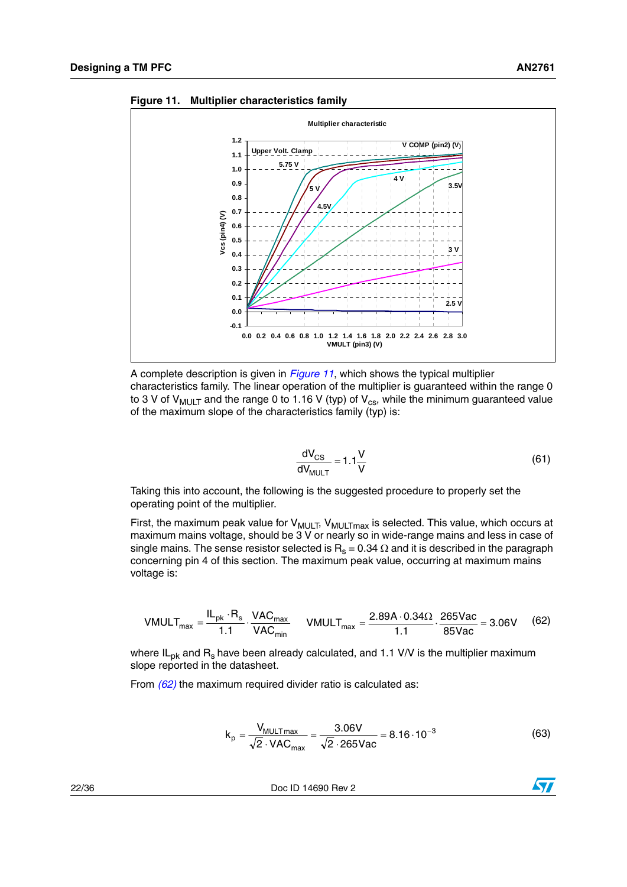**Figure 11. Multiplier characteristics family**

A complete description is given in *Figure 11*, which shows the typical multiplier characteristics family. The linear operation of the multiplier is guaranteed within the range 0 to 3 V of $V_{MULT}$ and the range 0 to 1.16 V (typ) of $V_{cs}$, while the minimum guaranteed value of the maximum slope of the characteristics family (typ) is:

$$\frac{dV_{CS}}{dV_{MULT}} = 1.1\frac{V}{V} \tag{61}$$

Taking this into account, the following is the suggested procedure to properly set the operating point of the multiplier.

First, the maximum peak value for $V_{MULT}$, $V_{MULTmax}$ is selected. This value, which occurs at maximum mains voltage, should be 3 V or nearly so in wide-range mains and less in case of single mains. The sense resistor selected is $R_s = 0.34\ \Omega$ and it is described in the paragraph concerning pin 4 of this section. The maximum peak value, occurring at maximum mains voltage is:

$$VMULT_{max} = \frac{IL_{pk} \cdot R_s}{1.1} \cdot \frac{VAC_{max}}{VAC_{min}} \qquad VMULT_{max} = \frac{2.89A \cdot 0.34\Omega}{1.1} \cdot \frac{265Vac}{85Vac} = 3.06V \tag{62}$$

where $IL_{pk}$ and $R_s$ have been already calculated, and 1.1 V/V is the multiplier maximum slope reported in the datasheet.

From *(62)* the maximum required divider ratio is calculated as:

$$k_p = \frac{V_{MULTmax}}{\sqrt{2} \cdot VAC_{max}} = \frac{3.06V}{\sqrt{2} \cdot 265Vac} = 8.16 \cdot 10^{-3} \tag{63}$$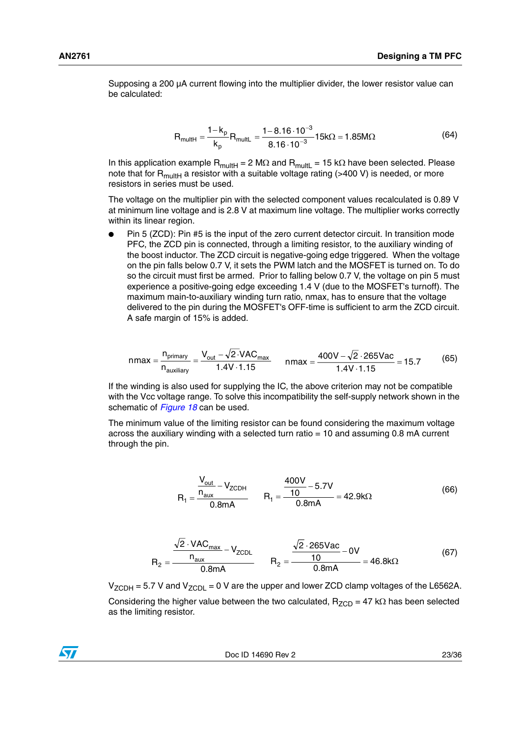Supposing a 200 µA current flowing into the multiplier divider, the lower resistor value can be calculated:

$$R_{multH} = \frac{1-k_p}{k_p} R_{multL} = \frac{1-8.16 \cdot 10^{-3}}{8.16 \cdot 10^{-3}} 15k\Omega = 1.85M\Omega \tag{64}$$

In this application example $R_{multH}$ = 2 MΩ and $R_{multL}$ = 15 kΩ have been selected. Please note that for $R_{multH}$ a resistor with a suitable voltage rating (>400 V) is needed, or more resistors in series must be used.

The voltage on the multiplier pin with the selected component values recalculated is 0.89 V at minimum line voltage and is 2.8 V at maximum line voltage. The multiplier works correctly within its linear region.

- Pin 5 (ZCD): Pin #5 is the input of the zero current detector circuit. In transition mode PFC, the ZCD pin is connected, through a limiting resistor, to the auxiliary winding of the boost inductor. The ZCD circuit is negative-going edge triggered. When the voltage on the pin falls below 0.7 V, it sets the PWM latch and the MOSFET is turned on. To do so the circuit must first be armed. Prior to falling below 0.7 V, the voltage on pin 5 must experience a positive-going edge exceeding 1.4 V (due to the MOSFET's turnoff). The maximum main-to-auxiliary winding turn ratio, nmax, has to ensure that the voltage delivered to the pin during the MOSFET's OFF-time is sufficient to arm the ZCD circuit. A safe margin of 15% is added.

$$nmax = \frac{n_{primary}}{n_{auxiliary}} = \frac{V_{out} - \sqrt{2} \cdot VAC_{max}}{1.4V \cdot 1.15} \qquad nmax = \frac{400V - \sqrt{2} \cdot 265Vac}{1.4V \cdot 1.15} = 15.7 \tag{65}$$

If the winding is also used for supplying the IC, the above criterion may not be compatible with the Vcc voltage range. To solve this incompatibility the self-supply network shown in the schematic of *Figure 18* can be used.

The minimum value of the limiting resistor can be found considering the maximum voltage across the auxiliary winding with a selected turn ratio = 10 and assuming 0.8 mA current through the pin.

$$R_1 = \frac{\frac{V_{out}}{n_{aux}} - V_{ZCDH}}{0.8mA} \qquad R_1 = \frac{\frac{400V}{10} - 5.7V}{0.8mA} = 42.9k\Omega \tag{66}$$

$$R_2 = \frac{\frac{\sqrt{2} \cdot VAC_{max}}{n_{aux}} - V_{ZCDL}}{0.8mA} \qquad R_2 = \frac{\frac{\sqrt{2} \cdot 265Vac}{10} - 0V}{0.8mA} = 46.8k\Omega \tag{67}$$

$V_{ZCDH}$ = 5.7 V and $V_{ZCDL}$ = 0 V are the upper and lower ZCD clamp voltages of the L6562A.

Considering the higher value between the two calculated, $R_{ZCD}$ = 47 kΩ has been selected as the limiting resistor.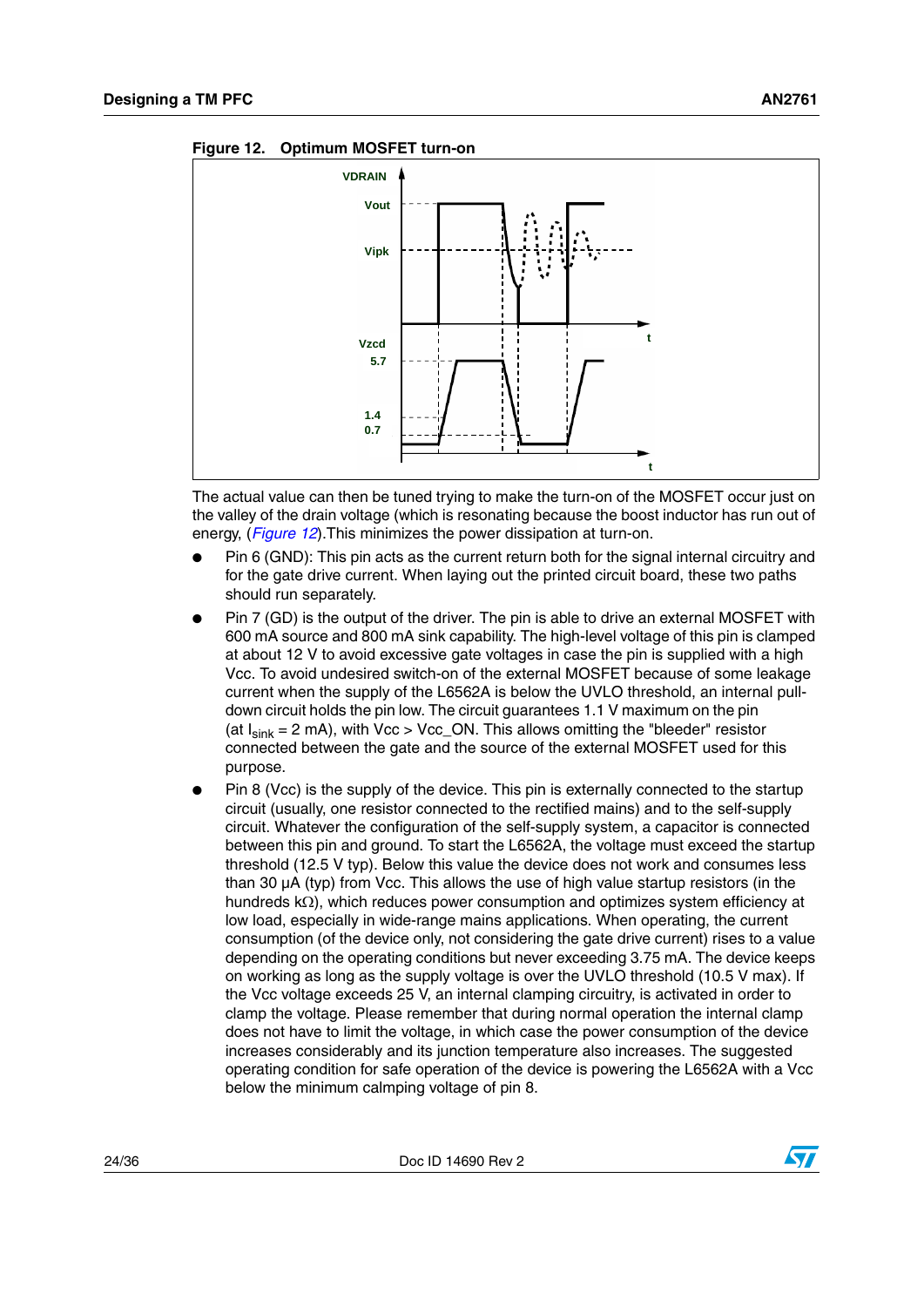**Figure 12. Optimum MOSFET turn-on**

The actual value can then be tuned trying to make the turn-on of the MOSFET occur just on the valley of the drain voltage (which is resonating because the boost inductor has run out of energy, (*Figure 12*).This minimizes the power dissipation at turn-on.

- Pin 6 (GND): This pin acts as the current return both for the signal internal circuitry and for the gate drive current. When laying out the printed circuit board, these two paths should run separately.
- Pin 7 (GD) is the output of the driver. The pin is able to drive an external MOSFET with 600 mA source and 800 mA sink capability. The high-level voltage of this pin is clamped at about 12 V to avoid excessive gate voltages in case the pin is supplied with a high Vcc. To avoid undesired switch-on of the external MOSFET because of some leakage current when the supply of the L6562A is below the UVLO threshold, an internal pull-down circuit holds the pin low. The circuit guarantees 1.1 V maximum on the pin (at $I_{sink}$ = 2 mA), with Vcc > Vcc_ON. This allows omitting the "bleeder" resistor connected between the gate and the source of the external MOSFET used for this purpose.
- Pin 8 (Vcc) is the supply of the device. This pin is externally connected to the startup circuit (usually, one resistor connected to the rectified mains) and to the self-supply circuit. Whatever the configuration of the self-supply system, a capacitor is connected between this pin and ground. To start the L6562A, the voltage must exceed the startup threshold (12.5 V typ). Below this value the device does not work and consumes less than 30 µA (typ) from Vcc. This allows the use of high value startup resistors (in the hundreds kΩ), which reduces power consumption and optimizes system efficiency at low load, especially in wide-range mains applications. When operating, the current consumption (of the device only, not considering the gate drive current) rises to a value depending on the operating conditions but never exceeding 3.75 mA. The device keeps on working as long as the supply voltage is over the UVLO threshold (10.5 V max). If the Vcc voltage exceeds 25 V, an internal clamping circuitry, is activated in order to clamp the voltage. Please remember that during normal operation the internal clamp does not have to limit the voltage, in which case the power consumption of the device increases considerably and its junction temperature also increases. The suggested operating condition for safe operation of the device is powering the L6562A with a Vcc below the minimum calmping voltage of pin 8.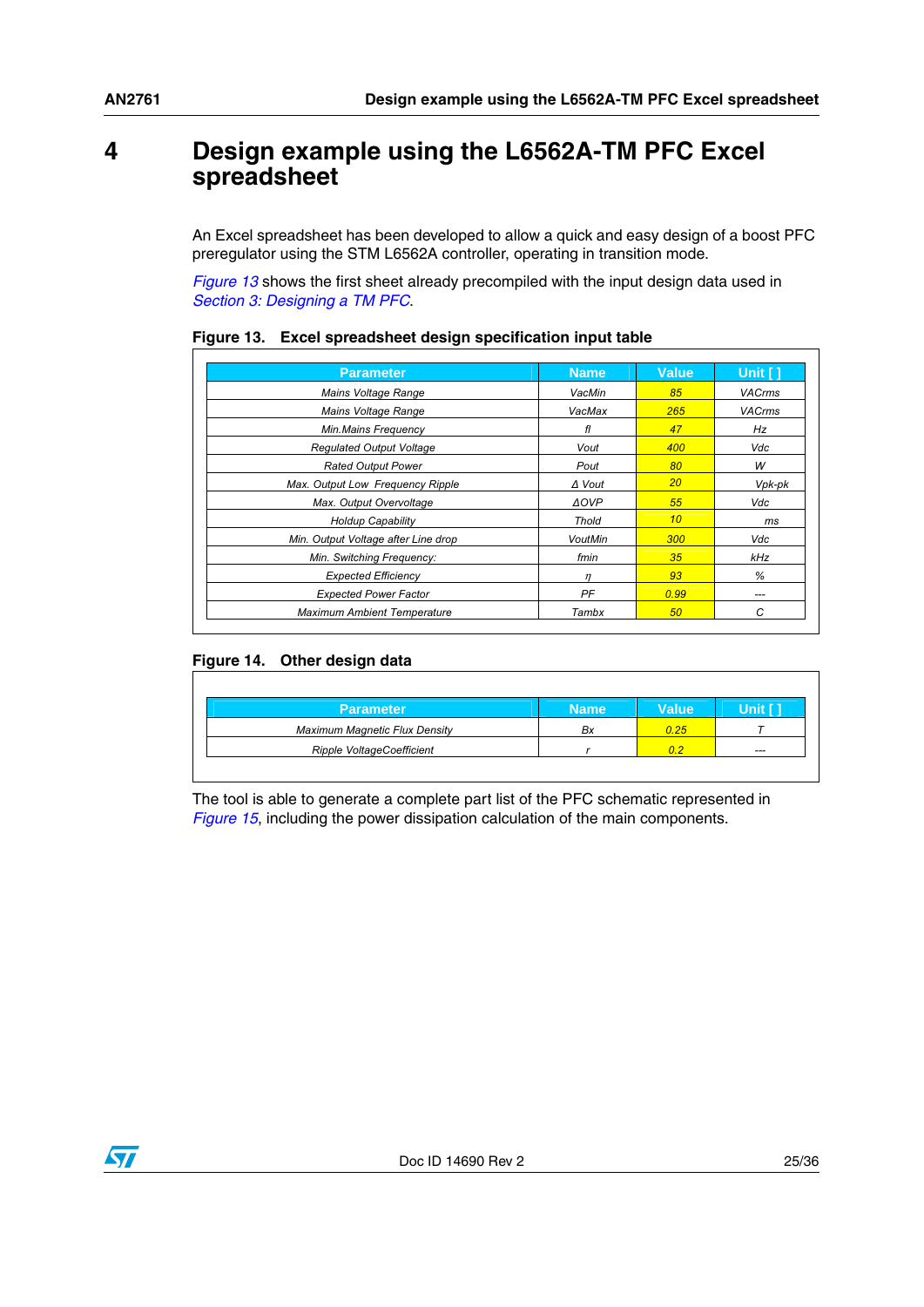# 4 Design example using the L6562A-TM PFC Excel spreadsheet

An Excel spreadsheet has been developed to allow a quick and easy design of a boost PFC preregulator using the STM L6562A controller, operating in transition mode.

*Figure 13* shows the first sheet already precompiled with the input design data used in *Section 3: Designing a TM PFC*.

**Figure 13. Excel spreadsheet design specification input table**

| Parameter | Name | Value | Unit [ ] |
|---|---|---|---|
| *Mains Voltage Range* | *VacMin* | *85* | *VACrms* |
| *Mains Voltage Range* | *VacMax* | *265* | *VACrms* |
| *Min.Mains Frequency* | *fl* | *47* | *Hz* |
| *Regulated Output Voltage* | *Vout* | *400* | *Vdc* |
| *Rated Output Power* | *Pout* | *80* | *W* |
| *Max. Output Low Frequency Ripple* | *Δ Vout* | *20* | *Vpk-pk* |
| *Max. Output Overvoltage* | *ΔOVP* | *55* | *Vdc* |
| *Holdup Capability* | *Thold* | *10* | *ms* |
| *Min. Output Voltage after Line drop* | *VoutMin* | *300* | *Vdc* |
| *Min. Switching Frequency:* | *fmin* | *35* | *kHz* |
| *Expected Efficiency* | *η* | *93* | *%* |
| *Expected Power Factor* | *PF* | *0.99* | *---* |
| *Maximum Ambient Temperature* | *Tambx* | *50* | *C* |

**Figure 14. Other design data**

| Parameter | Name | Value | Unit [ ] |
|---|---|---|---|
| *Maximum Magnetic Flux Density* | *Bx* | *0.25* | *T* |
| *Ripple VoltageCoefficient* | *r* | *0.2* | *---* |

The tool is able to generate a complete part list of the PFC schematic represented in *Figure 15*, including the power dissipation calculation of the main components.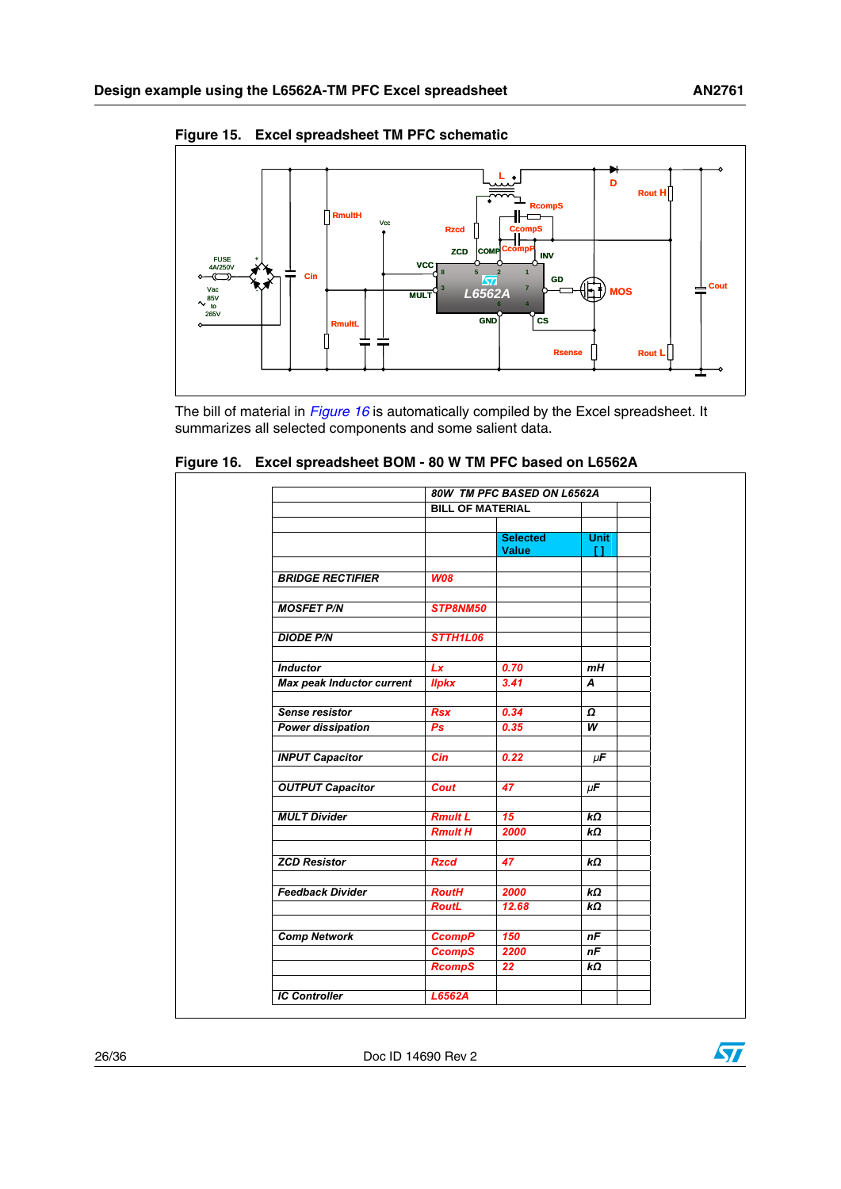**Figure 15. Excel spreadsheet TM PFC schematic**

The bill of material in *Figure 16* is automatically compiled by the Excel spreadsheet. It summarizes all selected components and some salient data.

**Figure 16. Excel spreadsheet BOM - 80 W TM PFC based on L6562A**

| | ***80W TM PFC BASED ON L6562A*** | | | |
|---|---|---|---|---|
| | **BILL OF MATERIAL** | | | |
| | | | | |
| | | **Selected Value** | **Unit [ ]** | |
| | | | | |
| ***BRIDGE RECTIFIER*** | ***W08*** | | | |
| | | | | |
| ***MOSFET P/N*** | ***STP8NM50*** | | | |
| | | | | |
| ***DIODE P/N*** | ***STTH1L06*** | | | |
| | | | | |
| ***Inductor*** | ***Lx*** | ***0.70*** | ***mH*** | |
| ***Max peak Inductor current*** | ***Ilpkx*** | ***3.41*** | ***A*** | |
| | | | | |
| ***Sense resistor*** | ***Rsx*** | ***0.34*** | ***Ω*** | |
| ***Power dissipation*** | ***Ps*** | ***0.35*** | ***W*** | |
| | | | | |
| ***INPUT Capacitor*** | ***Cin*** | ***0.22*** | ***μF*** | |
| | | | | |
| ***OUTPUT Capacitor*** | ***Cout*** | ***47*** | ***μF*** | |
| | | | | |
| ***MULT Divider*** | ***Rmult L*** | ***15*** | ***kΩ*** | |
| | ***Rmult H*** | ***2000*** | ***kΩ*** | |
| | | | | |
| ***ZCD Resistor*** | ***Rzcd*** | ***47*** | ***kΩ*** | |
| | | | | |
| ***Feedback Divider*** | ***RoutH*** | ***2000*** | ***kΩ*** | |
| | ***RoutL*** | ***12.68*** | ***kΩ*** | |
| | | | | |
| ***Comp Network*** | ***CcompP*** | ***150*** | ***nF*** | |
| | ***CcompS*** | ***2200*** | ***nF*** | |
| | ***RcompS*** | ***22*** | ***kΩ*** | |
| | | | | |
| ***IC Controller*** | ***L6562A*** | | | |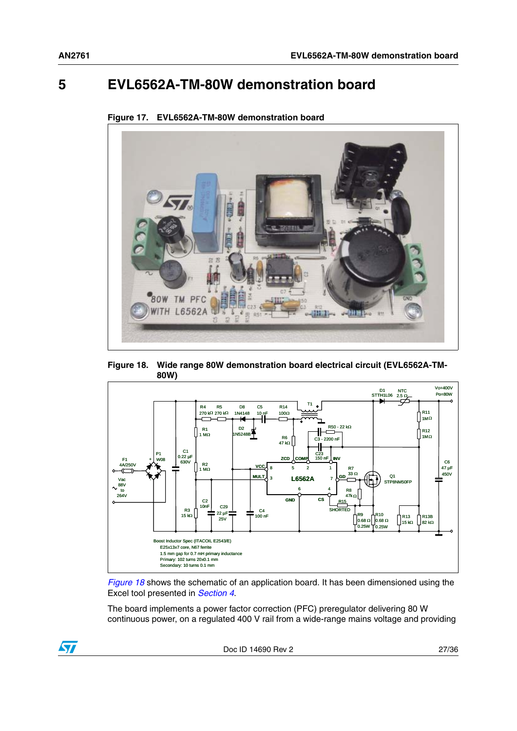# 5 EVL6562A-TM-80W demonstration board

**Figure 17. EVL6562A-TM-80W demonstration board**

**Figure 18. Wide range 80W demonstration board electrical circuit (EVL6562A-TM-80W)**

Boost Inductor Spec (ITACOIL E2543/E)
E25x13x7 core, N67 ferrite
1.5 mm gap for 0.7 mH primary inductance
Primary: 102 turns 20x0.1 mm
Secondary: 10 turns 0.1 mm

*Figure 18* shows the schematic of an application board. It has been dimensioned using the Excel tool presented in *Section 4*.

The board implements a power factor correction (PFC) preregulator delivering 80 W continuous power, on a regulated 400 V rail from a wide-range mains voltage and providing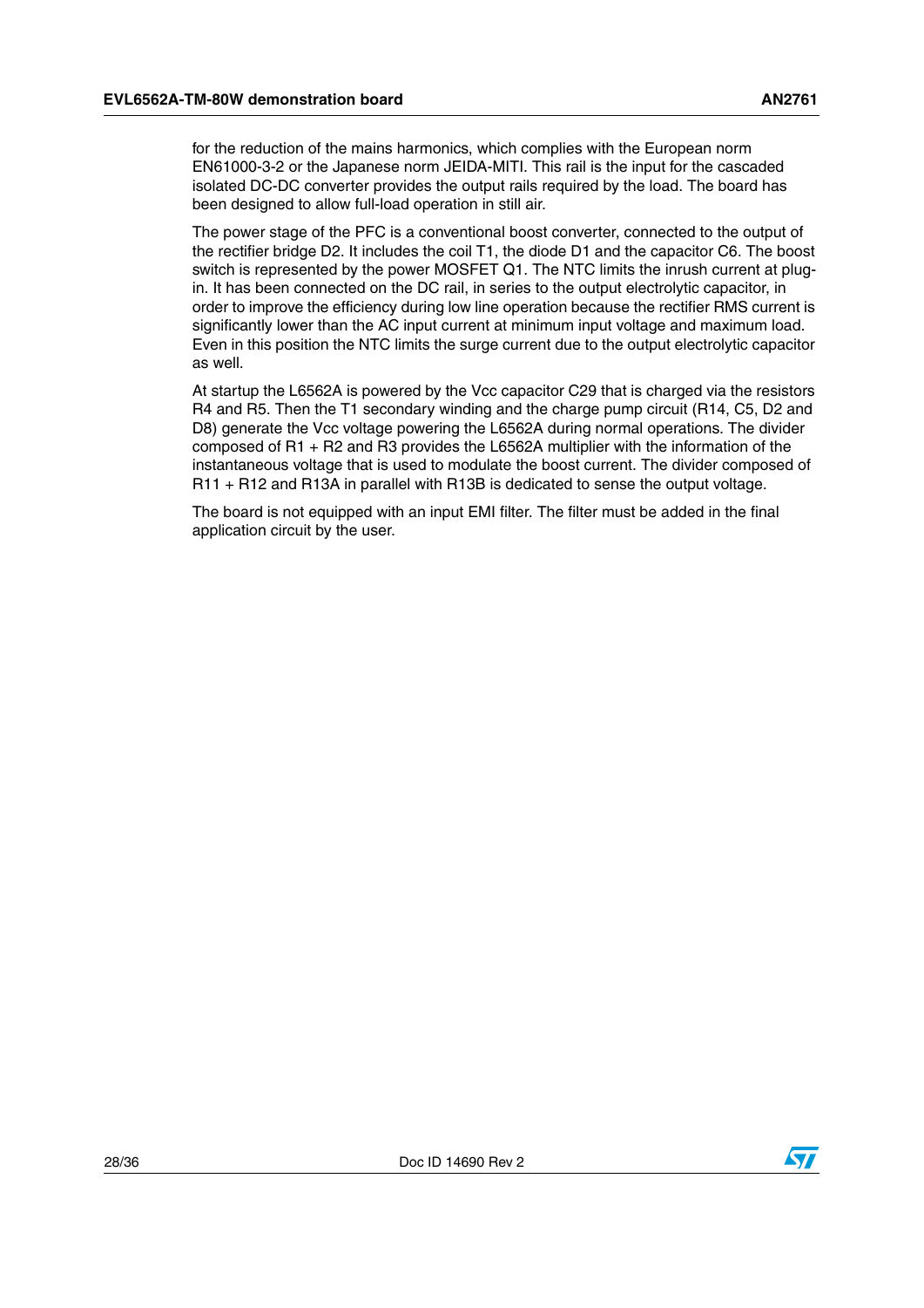for the reduction of the mains harmonics, which complies with the European norm EN61000-3-2 or the Japanese norm JEIDA-MITI. This rail is the input for the cascaded isolated DC-DC converter provides the output rails required by the load. The board has been designed to allow full-load operation in still air.

The power stage of the PFC is a conventional boost converter, connected to the output of the rectifier bridge D2. It includes the coil T1, the diode D1 and the capacitor C6. The boost switch is represented by the power MOSFET Q1. The NTC limits the inrush current at plug-in. It has been connected on the DC rail, in series to the output electrolytic capacitor, in order to improve the efficiency during low line operation because the rectifier RMS current is significantly lower than the AC input current at minimum input voltage and maximum load. Even in this position the NTC limits the surge current due to the output electrolytic capacitor as well.

At startup the L6562A is powered by the Vcc capacitor C29 that is charged via the resistors R4 and R5. Then the T1 secondary winding and the charge pump circuit (R14, C5, D2 and D8) generate the Vcc voltage powering the L6562A during normal operations. The divider composed of R1 + R2 and R3 provides the L6562A multiplier with the information of the instantaneous voltage that is used to modulate the boost current. The divider composed of R11 + R12 and R13A in parallel with R13B is dedicated to sense the output voltage.

The board is not equipped with an input EMI filter. The filter must be added in the final application circuit by the user.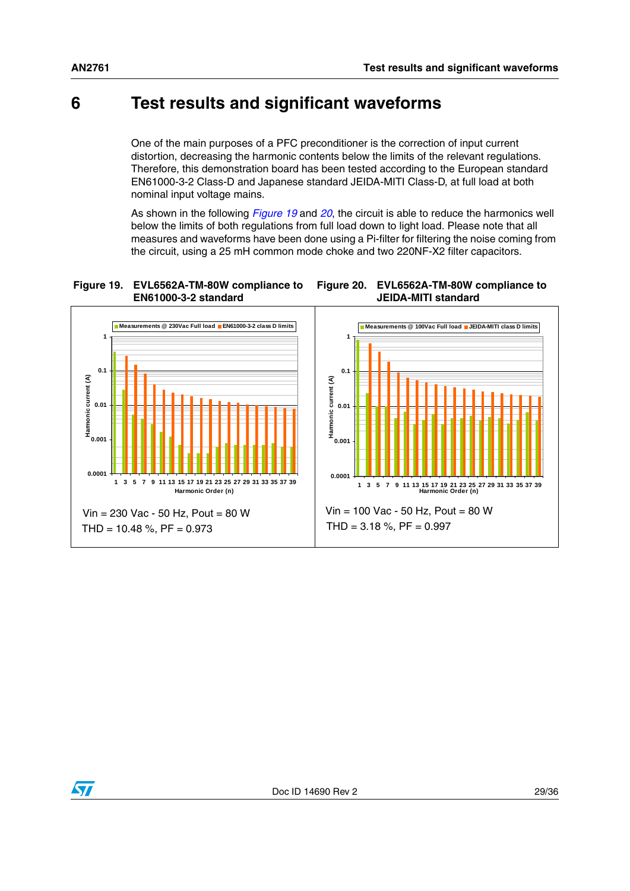# 6 Test results and significant waveforms

One of the main purposes of a PFC preconditioner is the correction of input current distortion, decreasing the harmonic contents below the limits of the relevant regulations. Therefore, this demonstration board has been tested according to the European standard EN61000-3-2 Class-D and Japanese standard JEIDA-MITI Class-D, at full load at both nominal input voltage mains.

As shown in the following *Figure 19* and *20*, the circuit is able to reduce the harmonics well below the limits of both regulations from full load down to light load. Please note that all measures and waveforms have been done using a Pi-filter for filtering the noise coming from the circuit, using a 25 mH common mode choke and two 220NF-X2 filter capacitors.

**Figure 19. EVL6562A-TM-80W compliance to EN61000-3-2 standard**

Vin = 230 Vac - 50 Hz, Pout = 80 W
THD = 10.48 %, PF = 0.973

**Figure 20. EVL6562A-TM-80W compliance to JEIDA-MITI standard**

Vin = 100 Vac - 50 Hz, Pout = 80 W
THD = 3.18 %, PF = 0.997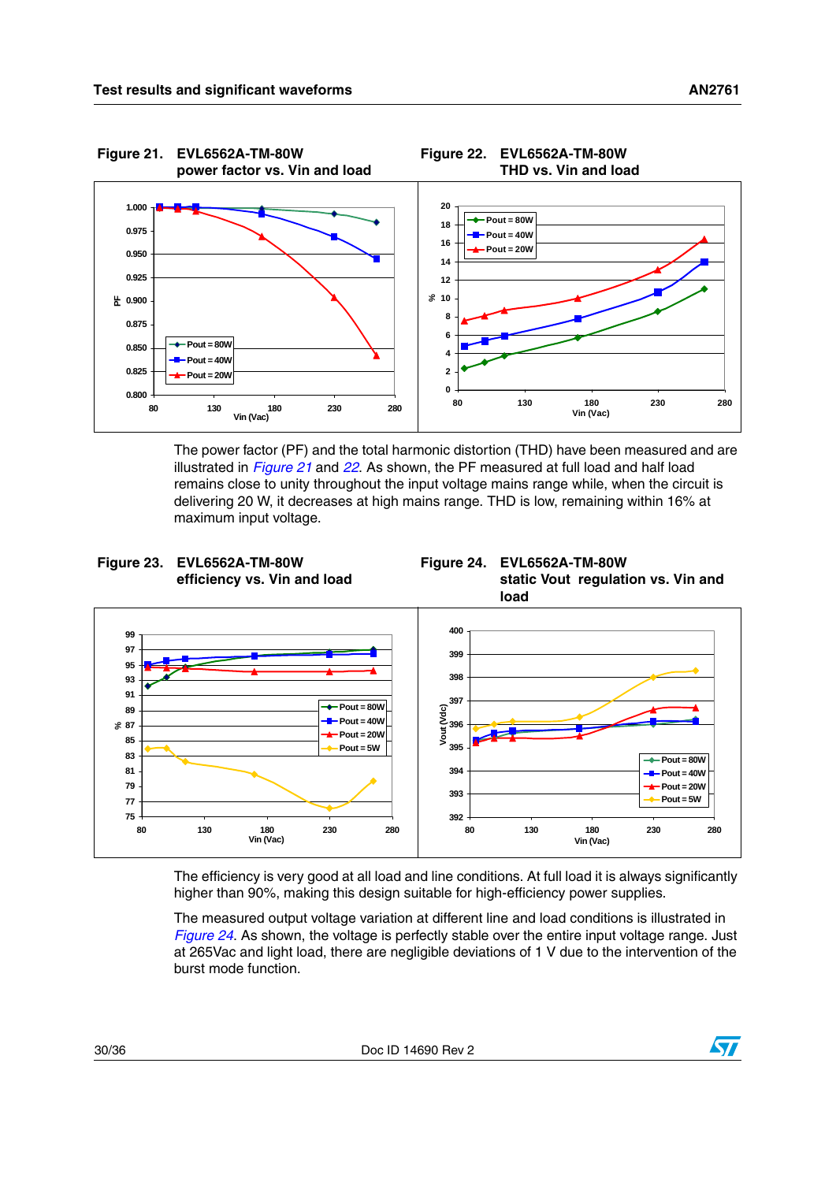**Figure 21. EVL6562A-TM-80W power factor vs. Vin and load**

**Figure 22. EVL6562A-TM-80W THD vs. Vin and load**

The power factor (PF) and the total harmonic distortion (THD) have been measured and are illustrated in *Figure 21* and *22*. As shown, the PF measured at full load and half load remains close to unity throughout the input voltage mains range while, when the circuit is delivering 20 W, it decreases at high mains range. THD is low, remaining within 16% at maximum input voltage.

**Figure 23. EVL6562A-TM-80W efficiency vs. Vin and load**

**Figure 24. EVL6562A-TM-80W static Vout regulation vs. Vin and load**

The efficiency is very good at all load and line conditions. At full load it is always significantly higher than 90%, making this design suitable for high-efficiency power supplies.

The measured output voltage variation at different line and load conditions is illustrated in *Figure 24*. As shown, the voltage is perfectly stable over the entire input voltage range. Just at 265Vac and light load, there are negligible deviations of 1 V due to the intervention of the burst mode function.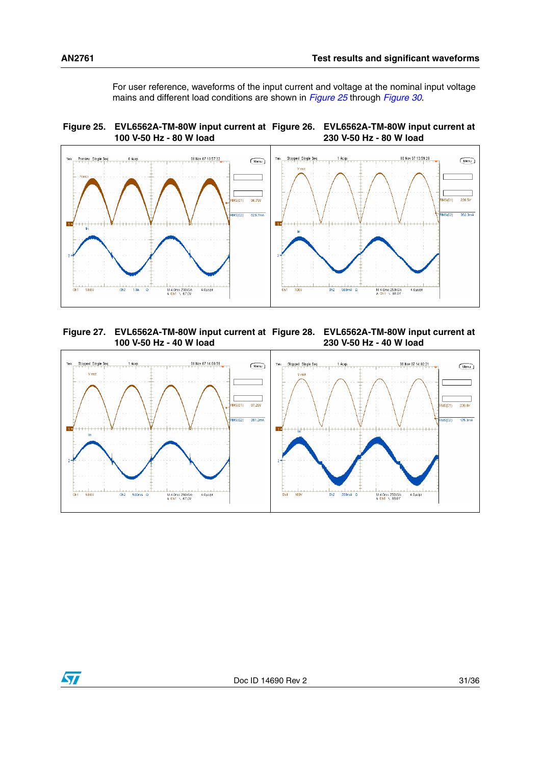For user reference, waveforms of the input current and voltage at the nominal input voltage mains and different load conditions are shown in *Figure 25* through *Figure 30*.

**Figure 25. EVL6562A-TM-80W input current at 100 V-50 Hz - 80 W load**

**Figure 26. EVL6562A-TM-80W input current at 230 V-50 Hz - 80 W load**

**Figure 27. EVL6562A-TM-80W input current at 100 V-50 Hz - 40 W load**

**Figure 28. EVL6562A-TM-80W input current at 230 V-50 Hz - 40 W load**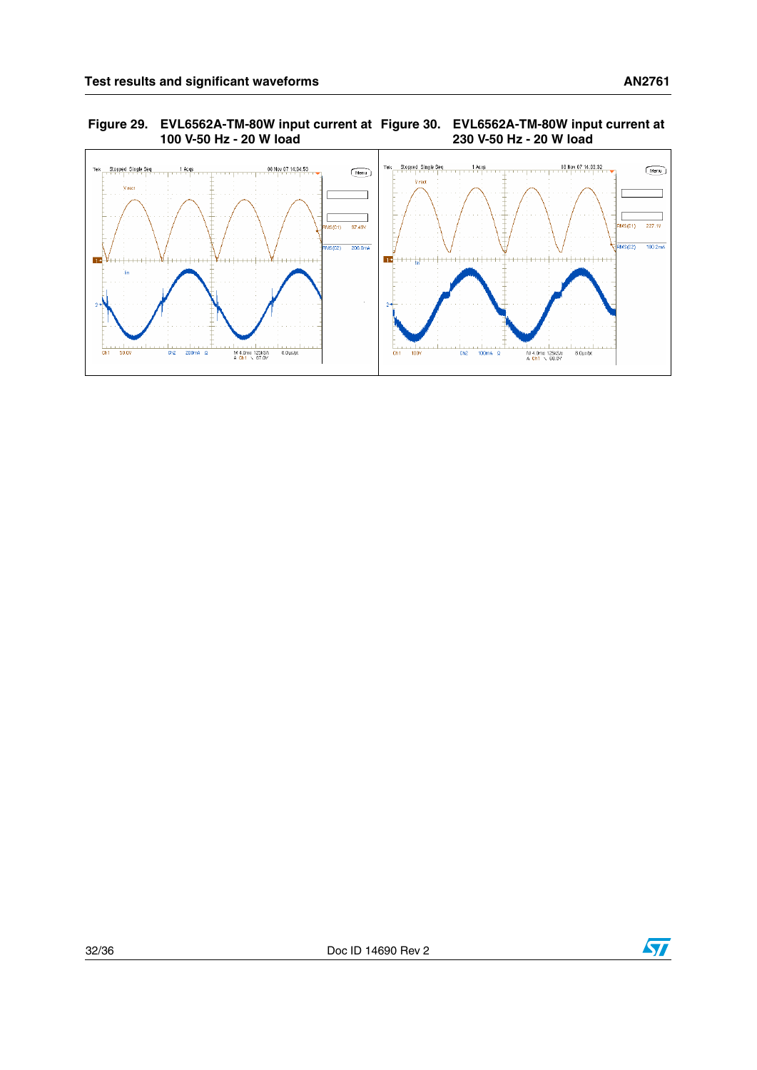Figure 29. EVL6562A-TM-80W input current at 100 V-50 Hz - 20 W load

Figure 30. EVL6562A-TM-80W input current at 230 V-50 Hz - 20 W load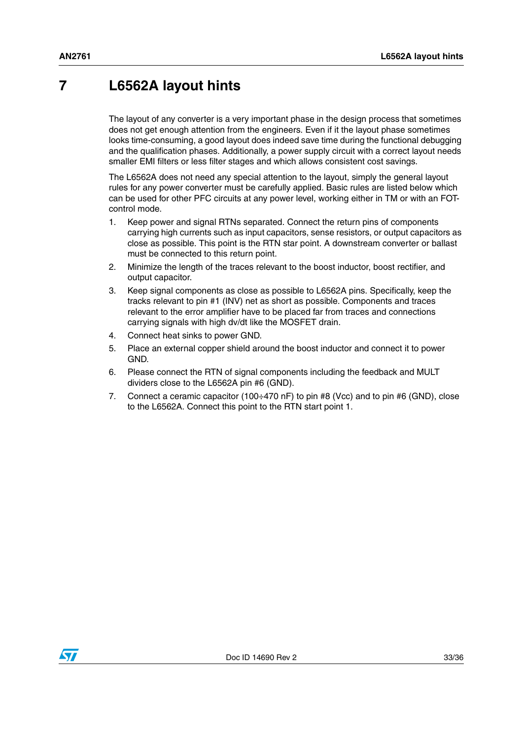# 7 L6562A layout hints

The layout of any converter is a very important phase in the design process that sometimes does not get enough attention from the engineers. Even if it the layout phase sometimes looks time-consuming, a good layout does indeed save time during the functional debugging and the qualification phases. Additionally, a power supply circuit with a correct layout needs smaller EMI filters or less filter stages and which allows consistent cost savings.

The L6562A does not need any special attention to the layout, simply the general layout rules for any power converter must be carefully applied. Basic rules are listed below which can be used for other PFC circuits at any power level, working either in TM or with an FOT-control mode.

1. Keep power and signal RTNs separated. Connect the return pins of components carrying high currents such as input capacitors, sense resistors, or output capacitors as close as possible. This point is the RTN star point. A downstream converter or ballast must be connected to this return point.
2. Minimize the length of the traces relevant to the boost inductor, boost rectifier, and output capacitor.
3. Keep signal components as close as possible to L6562A pins. Specifically, keep the tracks relevant to pin #1 (INV) net as short as possible. Components and traces relevant to the error amplifier have to be placed far from traces and connections carrying signals with high dv/dt like the MOSFET drain.
4. Connect heat sinks to power GND.
5. Place an external copper shield around the boost inductor and connect it to power GND.
6. Please connect the RTN of signal components including the feedback and MULT dividers close to the L6562A pin #6 (GND).
7. Connect a ceramic capacitor (100÷470 nF) to pin #8 (Vcc) and to pin #6 (GND), close to the L6562A. Connect this point to the RTN start point 1.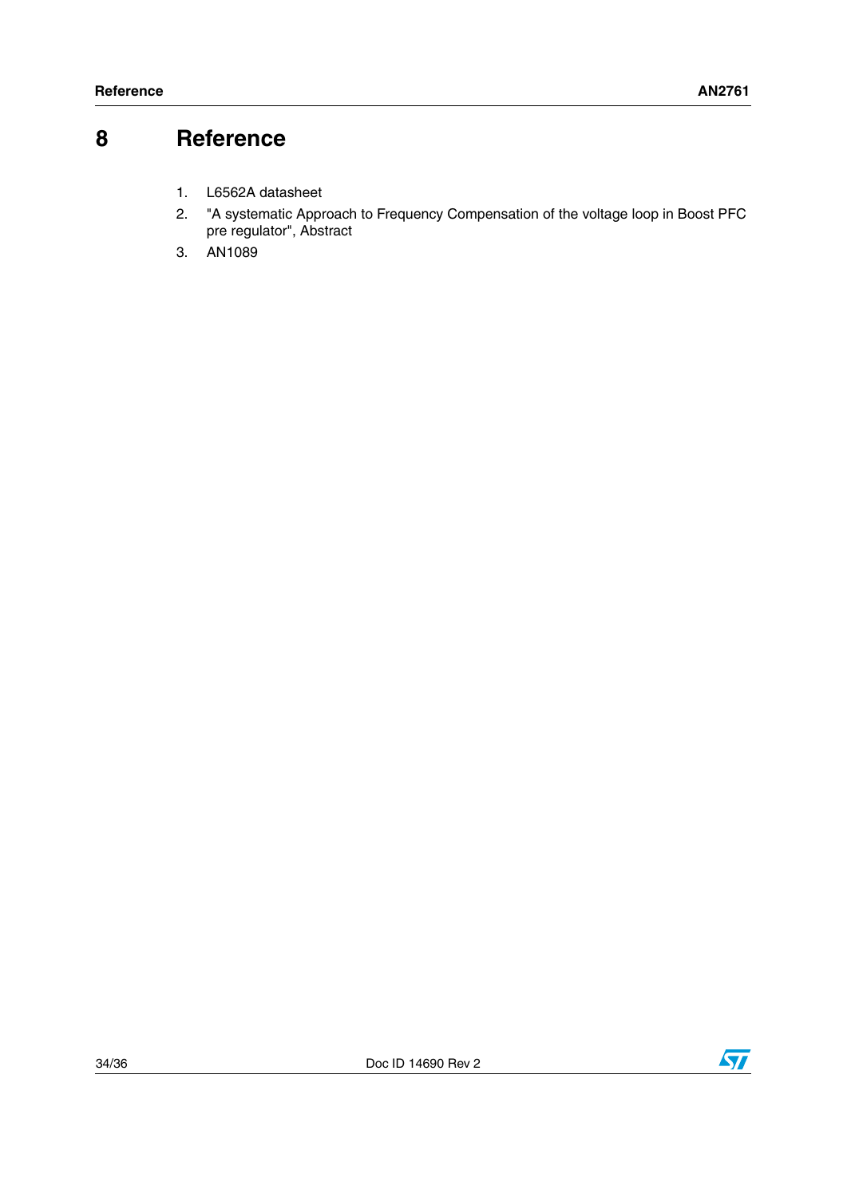# 8 Reference

1. L6562A datasheet
2. "A systematic Approach to Frequency Compensation of the voltage loop in Boost PFC pre regulator", Abstract
3. AN1089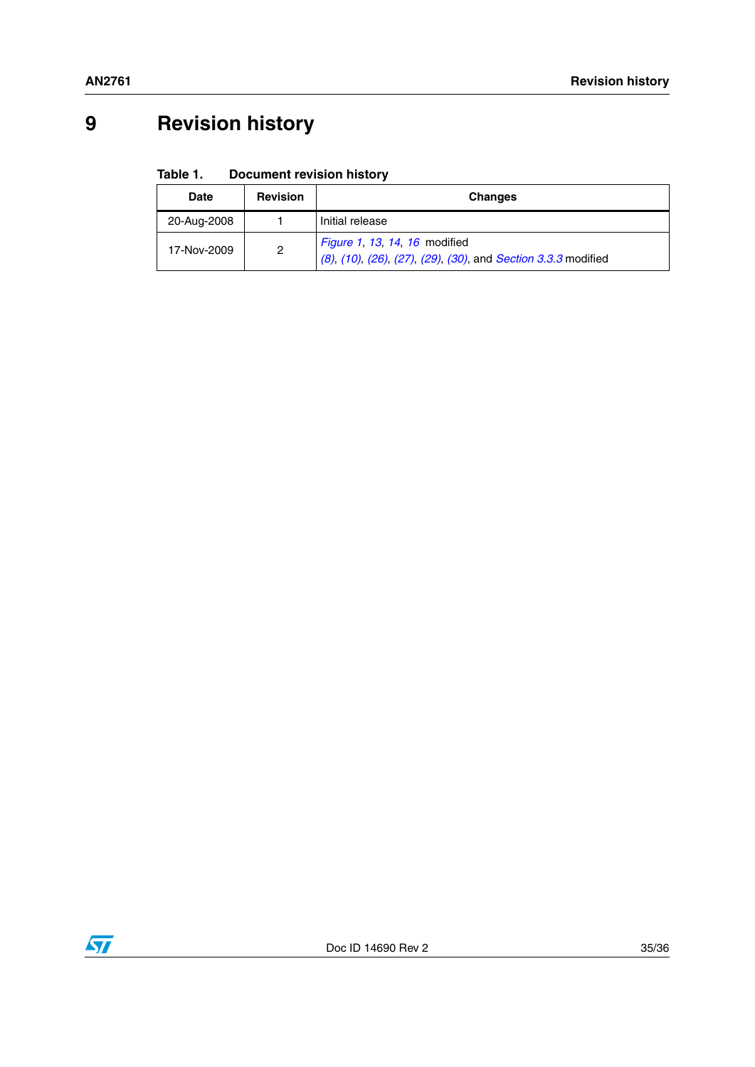# 9 Revision history

**Table 1. Document revision history**

| Date | Revision | Changes |
|---|---|---|
| 20-Aug-2008 | 1 | Initial release |
| 17-Nov-2009 | 2 | *Figure 1*, *13*, *14*, *16* modified<br>*(8)*, *(10)*, *(26)*, *(27)*, *(29)*, *(30)*, and *Section 3.3.3* modified |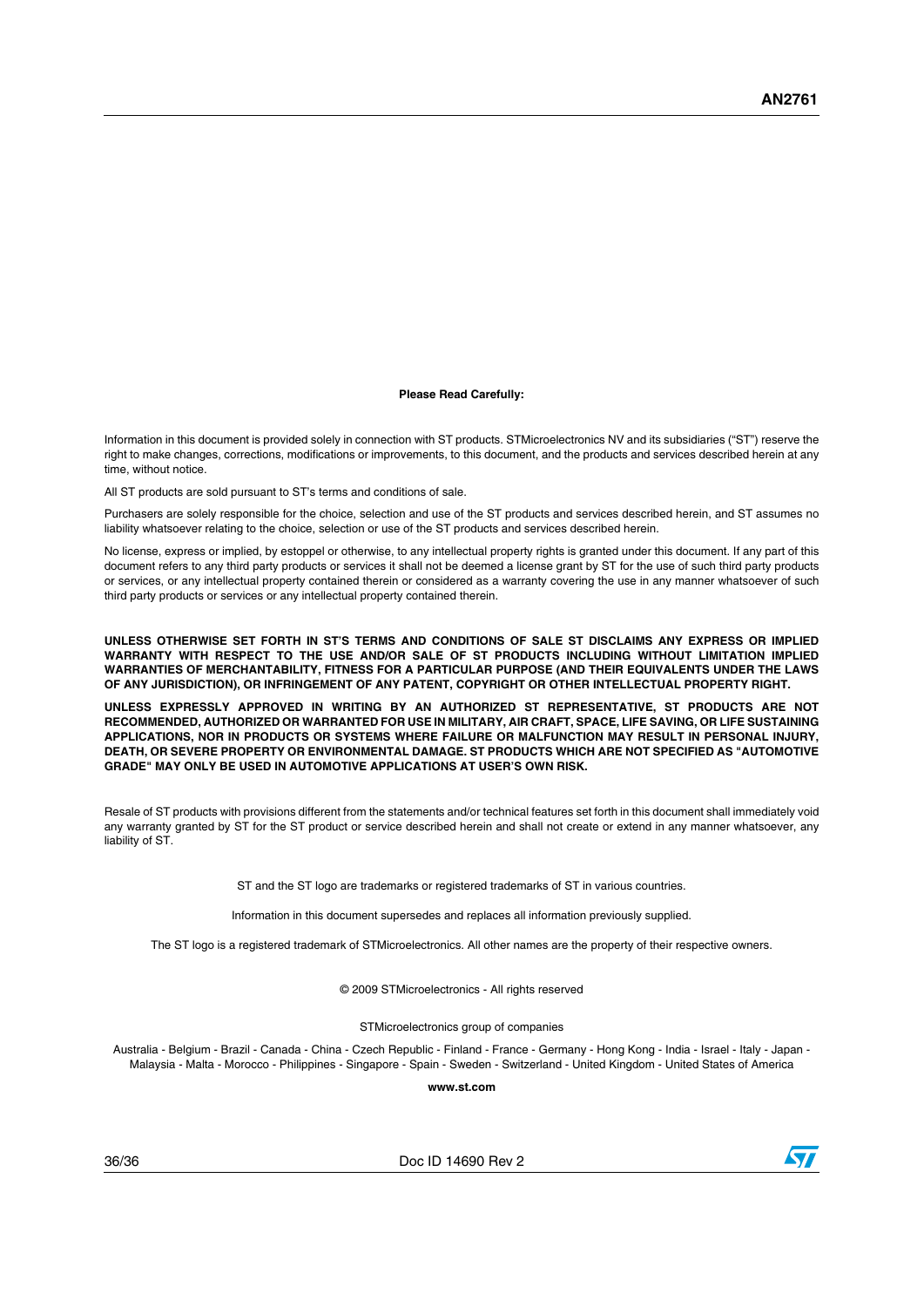**Please Read Carefully:**

Information in this document is provided solely in connection with ST products. STMicroelectronics NV and its subsidiaries ("ST") reserve the right to make changes, corrections, modifications or improvements, to this document, and the products and services described herein at any time, without notice.

All ST products are sold pursuant to ST's terms and conditions of sale.

Purchasers are solely responsible for the choice, selection and use of the ST products and services described herein, and ST assumes no liability whatsoever relating to the choice, selection or use of the ST products and services described herein.

No license, express or implied, by estoppel or otherwise, to any intellectual property rights is granted under this document. If any part of this document refers to any third party products or services it shall not be deemed a license grant by ST for the use of such third party products or services, or any intellectual property contained therein or considered as a warranty covering the use in any manner whatsoever of such third party products or services or any intellectual property contained therein.

**UNLESS OTHERWISE SET FORTH IN ST'S TERMS AND CONDITIONS OF SALE ST DISCLAIMS ANY EXPRESS OR IMPLIED WARRANTY WITH RESPECT TO THE USE AND/OR SALE OF ST PRODUCTS INCLUDING WITHOUT LIMITATION IMPLIED WARRANTIES OF MERCHANTABILITY, FITNESS FOR A PARTICULAR PURPOSE (AND THEIR EQUIVALENTS UNDER THE LAWS OF ANY JURISDICTION), OR INFRINGEMENT OF ANY PATENT, COPYRIGHT OR OTHER INTELLECTUAL PROPERTY RIGHT.**

**UNLESS EXPRESSLY APPROVED IN WRITING BY AN AUTHORIZED ST REPRESENTATIVE, ST PRODUCTS ARE NOT RECOMMENDED, AUTHORIZED OR WARRANTED FOR USE IN MILITARY, AIR CRAFT, SPACE, LIFE SAVING, OR LIFE SUSTAINING APPLICATIONS, NOR IN PRODUCTS OR SYSTEMS WHERE FAILURE OR MALFUNCTION MAY RESULT IN PERSONAL INJURY, DEATH, OR SEVERE PROPERTY OR ENVIRONMENTAL DAMAGE. ST PRODUCTS WHICH ARE NOT SPECIFIED AS "AUTOMOTIVE GRADE" MAY ONLY BE USED IN AUTOMOTIVE APPLICATIONS AT USER'S OWN RISK.**

Resale of ST products with provisions different from the statements and/or technical features set forth in this document shall immediately void any warranty granted by ST for the ST product or service described herein and shall not create or extend in any manner whatsoever, any liability of ST.

ST and the ST logo are trademarks or registered trademarks of ST in various countries.

Information in this document supersedes and replaces all information previously supplied.

The ST logo is a registered trademark of STMicroelectronics. All other names are the property of their respective owners.

© 2009 STMicroelectronics - All rights reserved

STMicroelectronics group of companies

Australia - Belgium - Brazil - Canada - China - Czech Republic - Finland - France - Germany - Hong Kong - India - Israel - Italy - Japan - Malaysia - Malta - Morocco - Philippines - Singapore - Spain - Sweden - Switzerland - United Kingdom - United States of America

**www.st.com**